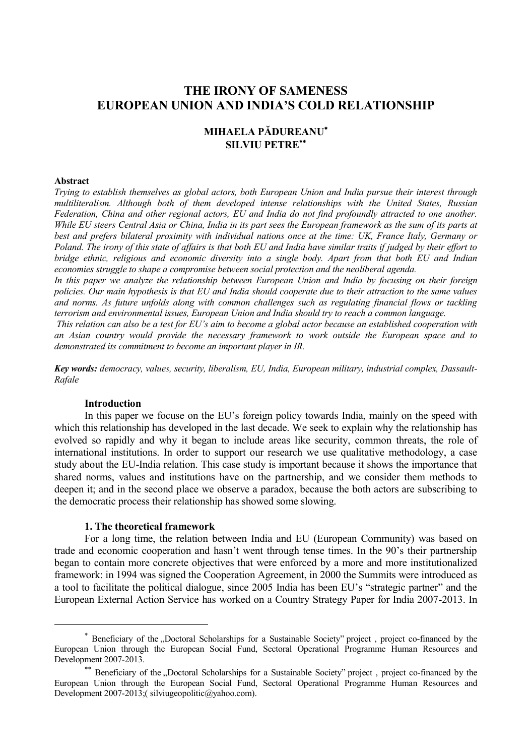# THE IRONY OF SAMENESS
# EUROPEAN UNION AND INDIA'S COLD RELATIONSHIP

**MIHAELA PĂDUREANU**[*]
**SILVIU PETRE**[**]

**Abstract**

*Trying to establish themselves as global actors, both European Union and India pursue their interest through multiliteralism. Although both of them developed intense relationships with the United States, Russian Federation, China and other regional actors, EU and India do not find profoundly attracted to one another. While EU steers Central Asia or China, India in its part sees the European framework as the sum of its parts at best and prefers bilateral proximity with individual nations once at the time: UK, France Italy, Germany or Poland. The irony of this state of affairs is that both EU and India have similar traits if judged by their effort to bridge ethnic, religious and economic diversity into a single body. Apart from that both EU and Indian economies struggle to shape a compromise between social protection and the neoliberal agenda.*

*In this paper we analyze the relationship between European Union and India by focusing on their foreign policies. Our main hypothesis is that EU and India should cooperate due to their attraction to the same values and norms. As future unfolds along with common challenges such as regulating financial flows or tackling terrorism and environmental issues, European Union and India should try to reach a common language.*

*This relation can also be a test for EU's aim to become a global actor because an established cooperation with an Asian country would provide the necessary framework to work outside the European space and to demonstrated its commitment to become an important player in IR.*

***Key words:*** *democracy, values, security, liberalism, EU, India, European military, industrial complex, Dassault-Rafale*

## Introduction

In this paper we focus on the EU's foreign policy towards India, mainly on the speed with which this relationship has developed in the last decade. We seek to explain why the relationship has evolved so rapidly and why it began to include areas like security, common threats, the role of international institutions. In order to support our research we use qualitative methodology, a case study about the EU-India relation. This case study is important because it shows the importance that shared norms, values and institutions have on the partnership, and we consider them methods to deepen it; and in the second place we observe a paradox, because the both actors are subscribing to the democratic process their relationship has showed some slowing.

## 1. The theoretical framework

For a long time, the relation between India and EU (European Community) was based on trade and economic cooperation and hasn't went through tense times. In the 90's their partnership began to contain more concrete objectives that were enforced by a more and more institutionalized framework: in 1994 was signed the Cooperation Agreement, in 2000 the Summits were introduced as a tool to facilitate the political dialogue, since 2005 India has been EU's "strategic partner" and the European External Action Service has worked on a Country Strategy Paper for India 2007-2013. In

---

[*] Beneficiary of the „Doctoral Scholarships for a Sustainable Society" project , project co-financed by the European Union through the European Social Fund, Sectoral Operational Programme Human Resources and Development 2007-2013.

[**] Beneficiary of the „Doctoral Scholarships for a Sustainable Society" project , project co-financed by the European Union through the European Social Fund, Sectoral Operational Programme Human Resources and Development 2007-2013;( silviugeopolitic@yahoo.com).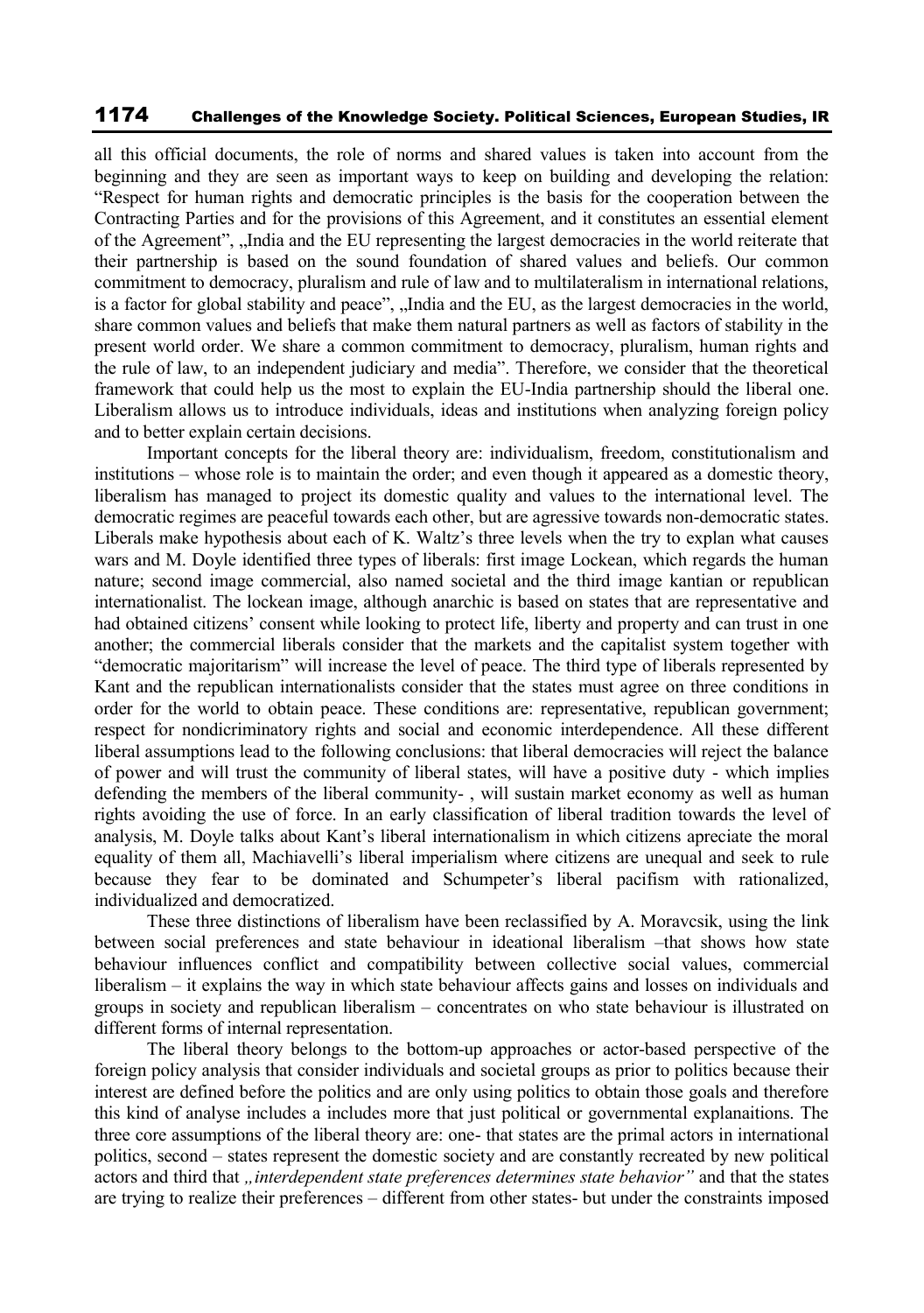all this official documents, the role of norms and shared values is taken into account from the beginning and they are seen as important ways to keep on building and developing the relation: "Respect for human rights and democratic principles is the basis for the cooperation between the Contracting Parties and for the provisions of this Agreement, and it constitutes an essential element of the Agreement", „India and the EU representing the largest democracies in the world reiterate that their partnership is based on the sound foundation of shared values and beliefs. Our common commitment to democracy, pluralism and rule of law and to multilateralism in international relations, is a factor for global stability and peace", „India and the EU, as the largest democracies in the world, share common values and beliefs that make them natural partners as well as factors of stability in the present world order. We share a common commitment to democracy, pluralism, human rights and the rule of law, to an independent judiciary and media". Therefore, we consider that the theoretical framework that could help us the most to explain the EU-India partnership should the liberal one. Liberalism allows us to introduce individuals, ideas and institutions when analyzing foreign policy and to better explain certain decisions.

Important concepts for the liberal theory are: individualism, freedom, constitutionalism and institutions – whose role is to maintain the order; and even though it appeared as a domestic theory, liberalism has managed to project its domestic quality and values to the international level. The democratic regimes are peaceful towards each other, but are agressive towards non-democratic states. Liberals make hypothesis about each of K. Waltz's three levels when the try to explan what causes wars and M. Doyle identified three types of liberals: first image Lockean, which regards the human nature; second image commercial, also named societal and the third image kantian or republican internationalist. The lockean image, although anarchic is based on states that are representative and had obtained citizens' consent while looking to protect life, liberty and property and can trust in one another; the commercial liberals consider that the markets and the capitalist system together with "democratic majoritarism" will increase the level of peace. The third type of liberals represented by Kant and the republican internationalists consider that the states must agree on three conditions in order for the world to obtain peace. These conditions are: representative, republican government; respect for nondicriminatory rights and social and economic interdependence. All these different liberal assumptions lead to the following conclusions: that liberal democracies will reject the balance of power and will trust the community of liberal states, will have a positive duty - which implies defending the members of the liberal community- , will sustain market economy as well as human rights avoiding the use of force. In an early classification of liberal tradition towards the level of analysis, M. Doyle talks about Kant's liberal internationalism in which citizens apreciate the moral equality of them all, Machiavelli's liberal imperialism where citizens are unequal and seek to rule because they fear to be dominated and Schumpeter's liberal pacifism with rationalized, individualized and democratized.

These three distinctions of liberalism have been reclassified by A. Moravcsik, using the link between social preferences and state behaviour in ideational liberalism –that shows how state behaviour influences conflict and compatibility between collective social values, commercial liberalism – it explains the way in which state behaviour affects gains and losses on individuals and groups in society and republican liberalism – concentrates on who state behaviour is illustrated on different forms of internal representation.

The liberal theory belongs to the bottom-up approaches or actor-based perspective of the foreign policy analysis that consider individuals and societal groups as prior to politics because their interest are defined before the politics and are only using politics to obtain those goals and therefore this kind of analyse includes a includes more that just political or governmental explanaitions. The three core assumptions of the liberal theory are: one- that states are the primal actors in international politics, second – states represent the domestic society and are constantly recreated by new political actors and third that *„interdependent state preferences determines state behavior"* and that the states are trying to realize their preferences – different from other states- but under the constraints imposed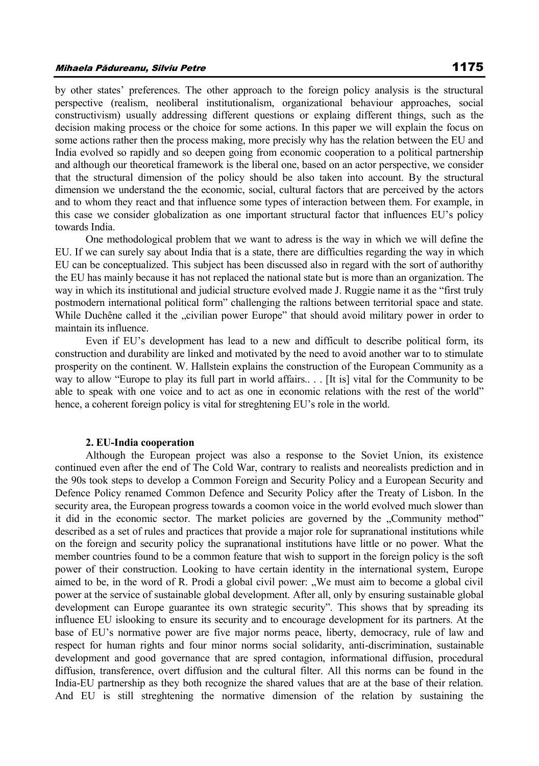by other states' preferences. The other approach to the foreign policy analysis is the structural perspective (realism, neoliberal institutionalism, organizational behaviour approaches, social constructivism) usually addressing different questions or explaing different things, such as the decision making process or the choice for some actions. In this paper we will explain the focus on some actions rather then the process making, more precisly why has the relation between the EU and India evolved so rapidly and so deepen going from economic cooperation to a political partnership and although our theoretical framework is the liberal one, based on an actor perspective, we consider that the structural dimension of the policy should be also taken into account. By the structural dimension we understand the the economic, social, cultural factors that are perceived by the actors and to whom they react and that influence some types of interaction between them. For example, in this case we consider globalization as one important structural factor that influences EU's policy towards India.

One methodological problem that we want to adress is the way in which we will define the EU. If we can surely say about India that is a state, there are difficulties regarding the way in which EU can be conceptualized. This subject has been discussed also in regard with the sort of authorithy the EU has mainly because it has not replaced the national state but is more than an organization. The way in which its institutional and judicial structure evolved made J. Ruggie name it as the "first truly postmodern international political form" challenging the raltions between territorial space and state. While Duchêne called it the „civilian power Europe" that should avoid military power in order to maintain its influence.

Even if EU's development has lead to a new and difficult to describe political form, its construction and durability are linked and motivated by the need to avoid another war to to stimulate prosperity on the continent. W. Hallstein explains the construction of the European Community as a way to allow "Europe to play its full part in world affairs.. . . [It is] vital for the Community to be able to speak with one voice and to act as one in economic relations with the rest of the world" hence, a coherent foreign policy is vital for streghtening EU's role in the world.

## 2. EU-India cooperation

Although the European project was also a response to the Soviet Union, its existence continued even after the end of The Cold War, contrary to realists and neorealists prediction and in the 90s took steps to develop a Common Foreign and Security Policy and a European Security and Defence Policy renamed Common Defence and Security Policy after the Treaty of Lisbon. In the security area, the European progress towards a coomon voice in the world evolved much slower than it did in the economic sector. The market policies are governed by the „Community method" described as a set of rules and practices that provide a major role for supranational institutions while on the foreign and security policy the supranational institutions have little or no power. What the member countries found to be a common feature that wish to support in the foreign policy is the soft power of their construction. Looking to have certain identity in the international system, Europe aimed to be, in the word of R. Prodi a global civil power: „We must aim to become a global civil power at the service of sustainable global development. After all, only by ensuring sustainable global development can Europe guarantee its own strategic security". This shows that by spreading its influence EU islooking to ensure its security and to encourage development for its partners. At the base of EU's normative power are five major norms peace, liberty, democracy, rule of law and respect for human rights and four minor norms social solidarity, anti-discrimination, sustainable development and good governance that are spred contagion, informational diffusion, procedural diffusion, transference, overt diffusion and the cultural filter. All this norms can be found in the India-EU partnership as they both recognize the shared values that are at the base of their relation. And EU is still streghtening the normative dimension of the relation by sustaining the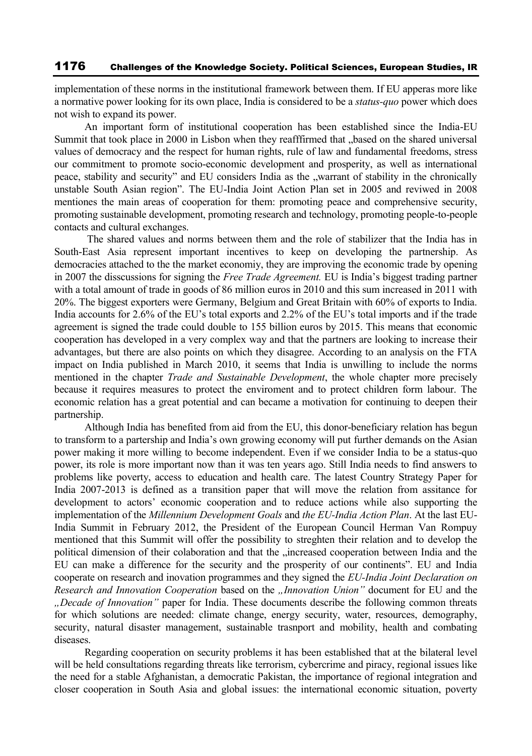implementation of these norms in the institutional framework between them. If EU apperas more like a normative power looking for its own place, India is considered to be a *status-quo* power which does not wish to expand its power.

An important form of institutional cooperation has been established since the India-EU Summit that took place in 2000 in Lisbon when they reafffirmed that „based on the shared universal values of democracy and the respect for human rights, rule of law and fundamental freedoms, stress our commitment to promote socio-economic development and prosperity, as well as international peace, stability and security" and EU considers India as the „warrant of stability in the chronically unstable South Asian region". The EU-India Joint Action Plan set in 2005 and reviwed in 2008 mentiones the main areas of cooperation for them: promoting peace and comprehensive security, promoting sustainable development, promoting research and technology, promoting people-to-people contacts and cultural exchanges.

The shared values and norms between them and the role of stabilizer that the India has in South-East Asia represent important incentives to keep on developing the partnership. As democracies attached to the the market economiy, they are improving the economic trade by opening in 2007 the disscussions for signing the *Free Trade Agreement.* EU is India's biggest trading partner with a total amount of trade in goods of 86 million euros in 2010 and this sum increased in 2011 with 20%. The biggest exporters were Germany, Belgium and Great Britain with 60% of exports to India. India accounts for 2.6% of the EU's total exports and 2.2% of the EU's total imports and if the trade agreement is signed the trade could double to 155 billion euros by 2015. This means that economic cooperation has developed in a very complex way and that the partners are looking to increase their advantages, but there are also points on which they disagree. According to an analysis on the FTA impact on India published in March 2010, it seems that India is unwilling to include the norms mentioned in the chapter *Trade and Sustainable Development*, the whole chapter more precisely because it requires measures to protect the enviroment and to protect children form labour. The economic relation has a great potential and can became a motivation for continuing to deepen their partnership.

Although India has benefited from aid from the EU, this donor-beneficiary relation has begun to transform to a partership and India's own growing economy will put further demands on the Asian power making it more willing to become independent. Even if we consider India to be a status-quo power, its role is more important now than it was ten years ago. Still India needs to find answers to problems like poverty, access to education and health care. The latest Country Strategy Paper for India 2007-2013 is defined as a transition paper that will move the relation from assitance for development to actors' economic cooperation and to reduce actions while also supporting the implementation of the *Millennium Development Goals* and *the EU-India Action Plan*. At the last EU-India Summit in February 2012, the President of the European Council Herman Van Rompuy mentioned that this Summit will offer the possibility to streghten their relation and to develop the political dimension of their colaboration and that the „increased cooperation between India and the EU can make a difference for the security and the prosperity of our continents". EU and India cooperate on research and inovation programmes and they signed the *EU-India Joint Declaration on Research and Innovation Cooperation* based on the *„Innovation Union"* document for EU and the *„Decade of Innovation"* paper for India. These documents describe the following common threats for which solutions are needed: climate change, energy security, water, resources, demography, security, natural disaster management, sustainable trasnport and mobility, health and combating diseases.

Regarding cooperation on security problems it has been established that at the bilateral level will be held consultations regarding threats like terrorism, cybercrime and piracy, regional issues like the need for a stable Afghanistan, a democratic Pakistan, the importance of regional integration and closer cooperation in South Asia and global issues: the international economic situation, poverty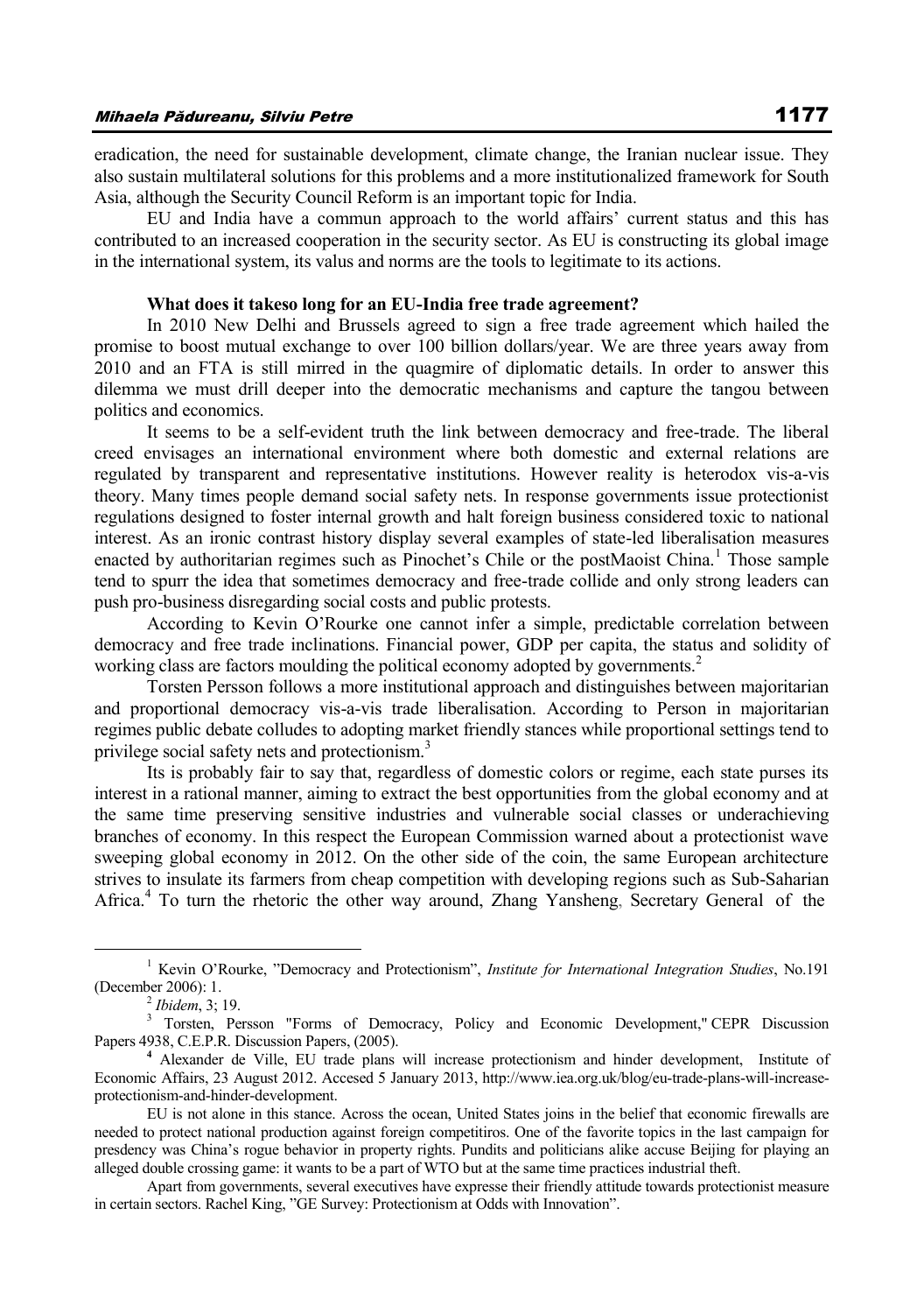eradication, the need for sustainable development, climate change, the Iranian nuclear issue. They also sustain multilateral solutions for this problems and a more institutionalized framework for South Asia, although the Security Council Reform is an important topic for India.

EU and India have a commun approach to the world affairs' current status and this has contributed to an increased cooperation in the security sector. As EU is constructing its global image in the international system, its valus and norms are the tools to legitimate to its actions.

**What does it takeso long for an EU-India free trade agreement?**

In 2010 New Delhi and Brussels agreed to sign a free trade agreement which hailed the promise to boost mutual exchange to over 100 billion dollars/year. We are three years away from 2010 and an FTA is still mirred in the quagmire of diplomatic details. In order to answer this dilemma we must drill deeper into the democratic mechanisms and capture the tangou between politics and economics.

It seems to be a self-evident truth the link between democracy and free-trade. The liberal creed envisages an international environment where both domestic and external relations are regulated by transparent and representative institutions. However reality is heterodox vis-a-vis theory. Many times people demand social safety nets. In response governments issue protectionist regulations designed to foster internal growth and halt foreign business considered toxic to national interest. As an ironic contrast history display several examples of state-led liberalisation measures enacted by authoritarian regimes such as Pinochet's Chile or the postMaoist China.[1] Those sample tend to spurr the idea that sometimes democracy and free-trade collide and only strong leaders can push pro-business disregarding social costs and public protests.

According to Kevin O'Rourke one cannot infer a simple, predictable correlation between democracy and free trade inclinations. Financial power, GDP per capita, the status and solidity of working class are factors moulding the political economy adopted by governments.[2]

Torsten Persson follows a more institutional approach and distinguishes between majoritarian and proportional democracy vis-a-vis trade liberalisation. According to Person in majoritarian regimes public debate colludes to adopting market friendly stances while proportional settings tend to privilege social safety nets and protectionism.[3]

Its is probably fair to say that, regardless of domestic colors or regime, each state purses its interest in a rational manner, aiming to extract the best opportunities from the global economy and at the same time preserving sensitive industries and vulnerable social classes or underachieving branches of economy. In this respect the European Commission warned about a protectionist wave sweeping global economy in 2012. On the other side of the coin, the same European architecture strives to insulate its farmers from cheap competition with developing regions such as Sub-Saharian Africa.[4] To turn the rhetoric the other way around, Zhang Yansheng, Secretary General of the

---

[1] Kevin O'Rourke, "Democracy and Protectionism", *Institute for International Integration Studies*, No.191 (December 2006): 1.

[2] *Ibidem*, 3; 19.

[3] Torsten, Persson "Forms of Democracy, Policy and Economic Development," CEPR Discussion Papers 4938, C.E.P.R. Discussion Papers, (2005).

[4] Alexander de Ville, EU trade plans will increase protectionism and hinder development, Institute of Economic Affairs, 23 August 2012. Accesed 5 January 2013, http://www.iea.org.uk/blog/eu-trade-plans-will-increase-protectionism-and-hinder-development.

EU is not alone in this stance. Across the ocean, United States joins in the belief that economic firewalls are needed to protect national production against foreign competitiros. One of the favorite topics in the last campaign for presdency was China's rogue behavior in property rights. Pundits and politicians alike accuse Beijing for playing an alleged double crossing game: it wants to be a part of WTO but at the same time practices industrial theft.

Apart from governments, several executives have expresse their friendly attitude towards protectionist measure in certain sectors. Rachel King, "GE Survey: Protectionism at Odds with Innovation".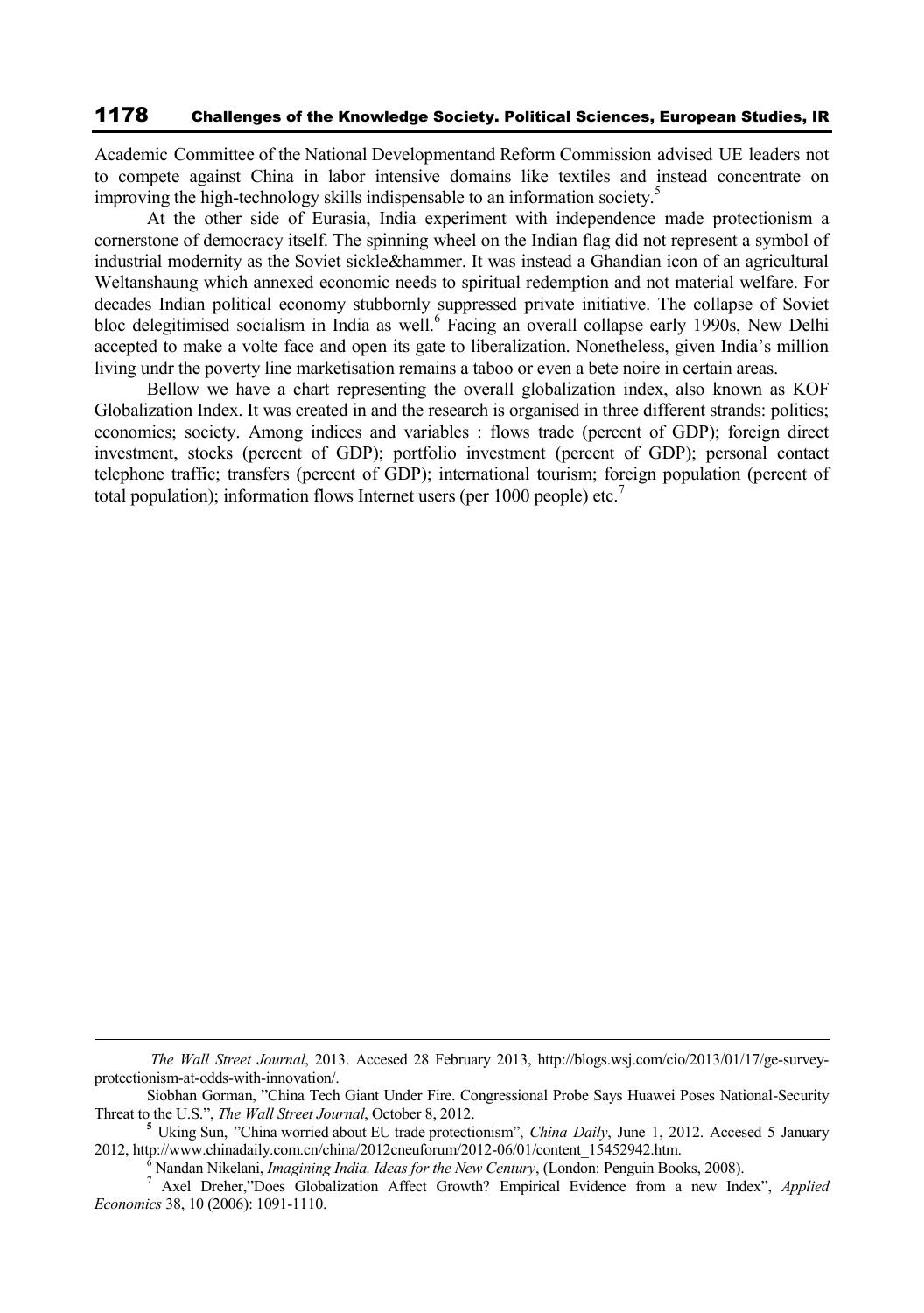Academic Committee of the National Developmentand Reform Commission advised UE leaders not to compete against China in labor intensive domains like textiles and instead concentrate on improving the high-technology skills indispensable to an information society.[5]

At the other side of Eurasia, India experiment with independence made protectionism a cornerstone of democracy itself. The spinning wheel on the Indian flag did not represent a symbol of industrial modernity as the Soviet sickle&hammer. It was instead a Ghandian icon of an agricultural Weltanshaung which annexed economic needs to spiritual redemption and not material welfare. For decades Indian political economy stubbornly suppressed private initiative. The collapse of Soviet bloc delegitimised socialism in India as well.[6] Facing an overall collapse early 1990s, New Delhi accepted to make a volte face and open its gate to liberalization. Nonetheless, given India's million living undr the poverty line marketisation remains a taboo or even a bete noire in certain areas.

Bellow we have a chart representing the overall globalization index, also known as KOF Globalization Index. It was created in and the research is organised in three different strands: politics; economics; society. Among indices and variables : flows trade (percent of GDP); foreign direct investment, stocks (percent of GDP); portfolio investment (percent of GDP); personal contact telephone traffic; transfers (percent of GDP); international tourism; foreign population (percent of total population); information flows Internet users (per 1000 people) etc.[7]

---

*The Wall Street Journal*, 2013. Accesed 28 February 2013, http://blogs.wsj.com/cio/2013/01/17/ge-survey-protectionism-at-odds-with-innovation/.

Siobhan Gorman, "China Tech Giant Under Fire. Congressional Probe Says Huawei Poses National-Security Threat to the U.S.", *The Wall Street Journal*, October 8, 2012.

[5] Uking Sun, "China worried about EU trade protectionism", *China Daily*, June 1, 2012. Accesed 5 January 2012, http://www.chinadaily.com.cn/china/2012cneuforum/2012-06/01/content_15452942.htm.

[6] Nandan Nikelani, *Imagining India. Ideas for the New Century*, (London: Penguin Books, 2008).

[7] Axel Dreher,"Does Globalization Affect Growth? Empirical Evidence from a new Index", *Applied Economics* 38, 10 (2006): 1091-1110.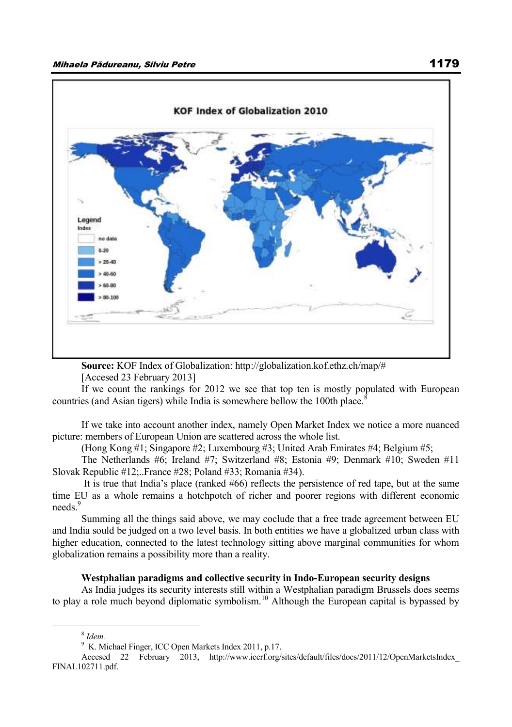**Source:** KOF Index of Globalization: http://globalization.kof.ethz.ch/map/#
[Accesed 23 February 2013]

If we count the rankings for 2012 we see that top ten is mostly populated with European countries (and Asian tigers) while India is somewhere bellow the 100th place.[8]

If we take into account another index, namely Open Market Index we notice a more nuanced picture: members of European Union are scattered across the whole list.

(Hong Kong #1; Singapore #2; Luxembourg #3; United Arab Emirates #4; Belgium #5;

The Netherlands #6; Ireland #7; Switzerland #8; Estonia #9; Denmark #10; Sweden #11 Slovak Republic #12;..France #28; Poland #33; Romania #34).

It is true that India's place (ranked #66) reflects the persistence of red tape, but at the same time EU as a whole remains a hotchpotch of richer and poorer regions with different economic needs.[9]

Summing all the things said above, we may coclude that a free trade agreement between EU and India sould be judged on a two level basis. In both entities we have a globalized urban class with higher education, connected to the latest technology sitting above marginal communities for whom globalization remains a possibility more than a reality.

**Westphalian paradigms and collective security in Indo-European security designs**

As India judges its security interests still within a Westphalian paradigm Brussels does seems to play a role much beyond diplomatic symbolism.[10] Although the European capital is bypassed by

[8] *Idem.*

[9] K. Michael Finger, ICC Open Markets Index 2011, p.17. Accesed 22 February 2013, http://www.iccrf.org/sites/default/files/docs/2011/12/OpenMarketsIndex_FINAL102711.pdf.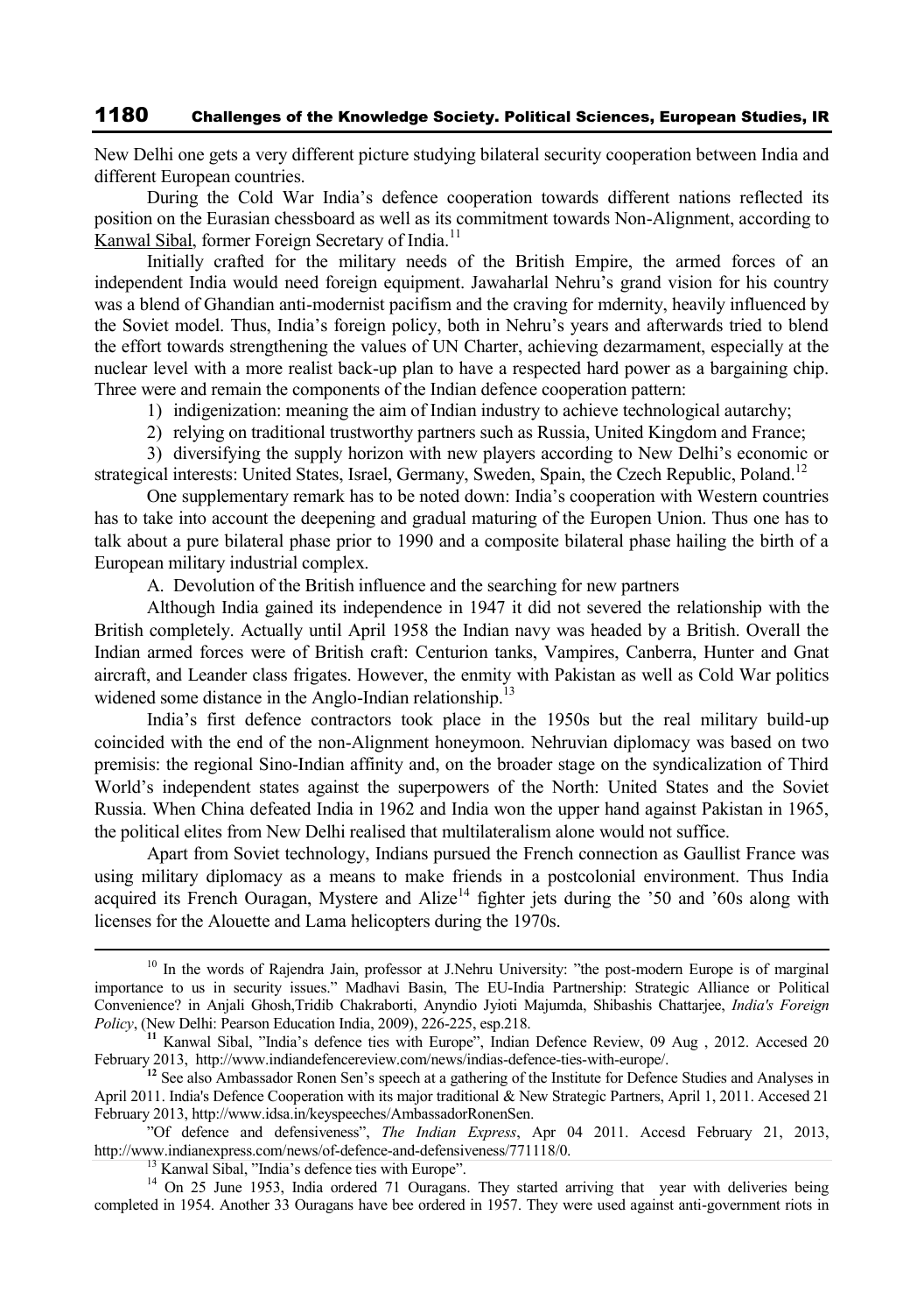New Delhi one gets a very different picture studying bilateral security cooperation between India and different European countries.

During the Cold War India's defence cooperation towards different nations reflected its position on the Eurasian chessboard as well as its commitment towards Non-Alignment, according to Kanwal Sibal, former Foreign Secretary of India.[11]

Initially crafted for the military needs of the British Empire, the armed forces of an independent India would need foreign equipment. Jawaharlal Nehru's grand vision for his country was a blend of Ghandian anti-modernist pacifism and the craving for mdernity, heavily influenced by the Soviet model. Thus, India's foreign policy, both in Nehru's years and afterwards tried to blend the effort towards strengthening the values of UN Charter, achieving dezarmament, especially at the nuclear level with a more realist back-up plan to have a respected hard power as a bargaining chip. Three were and remain the components of the Indian defence cooperation pattern:

1) indigenization: meaning the aim of Indian industry to achieve technological autarchy;
2) relying on traditional trustworthy partners such as Russia, United Kingdom and France;
3) diversifying the supply horizon with new players according to New Delhi's economic or strategical interests: United States, Israel, Germany, Sweden, Spain, the Czech Republic, Poland.[12]

One supplementary remark has to be noted down: India's cooperation with Western countries has to take into account the deepening and gradual maturing of the Europen Union. Thus one has to talk about a pure bilateral phase prior to 1990 and a composite bilateral phase hailing the birth of a European military industrial complex.

A. Devolution of the British influence and the searching for new partners

Although India gained its independence in 1947 it did not severed the relationship with the British completely. Actually until April 1958 the Indian navy was headed by a British. Overall the Indian armed forces were of British craft: Centurion tanks, Vampires, Canberra, Hunter and Gnat aircraft, and Leander class frigates. However, the enmity with Pakistan as well as Cold War politics widened some distance in the Anglo-Indian relationship.[13]

India's first defence contractors took place in the 1950s but the real military build-up coincided with the end of the non-Alignment honeymoon. Nehruvian diplomacy was based on two premisis: the regional Sino-Indian affinity and, on the broader stage on the syndicalization of Third World's independent states against the superpowers of the North: United States and the Soviet Russia. When China defeated India in 1962 and India won the upper hand against Pakistan in 1965, the political elites from New Delhi realised that multilateralism alone would not suffice.

Apart from Soviet technology, Indians pursued the French connection as Gaullist France was using military diplomacy as a means to make friends in a postcolonial environment. Thus India acquired its French Ouragan, Mystere and Alize[14] fighter jets during the '50 and '60s along with licenses for the Alouette and Lama helicopters during the 1970s.

---

[10] In the words of Rajendra Jain, professor at J.Nehru University: "the post-modern Europe is of marginal importance to us in security issues." Madhavi Basin, The EU-India Partnership: Strategic Alliance or Political Convenience? in Anjali Ghosh,Tridib Chakraborti, Anyndio Jyioti Majumda, Shibashis Chattarjee, *India's Foreign Policy*, (New Delhi: Pearson Education India, 2009), 226-225, esp.218.

[11] Kanwal Sibal, "India's defence ties with Europe", Indian Defence Review, 09 Aug , 2012. Accesed 20 February 2013, http://www.indiandefencereview.com/news/indias-defence-ties-with-europe/.

[12] See also Ambassador Ronen Sen's speech at a gathering of the Institute for Defence Studies and Analyses in April 2011. India's Defence Cooperation with its major traditional & New Strategic Partners, April 1, 2011. Accesed 21 February 2013, http://www.idsa.in/keyspeeches/AmbassadorRonenSen.

"Of defence and defensiveness", *The Indian Express*, Apr 04 2011. Accesd February 21, 2013, http://www.indianexpress.com/news/of-defence-and-defensiveness/771118/0.

[13] Kanwal Sibal, "India's defence ties with Europe".

[14] On 25 June 1953, India ordered 71 Ouragans. They started arriving that year with deliveries being completed in 1954. Another 33 Ouragans have bee ordered in 1957. They were used against anti-government riots in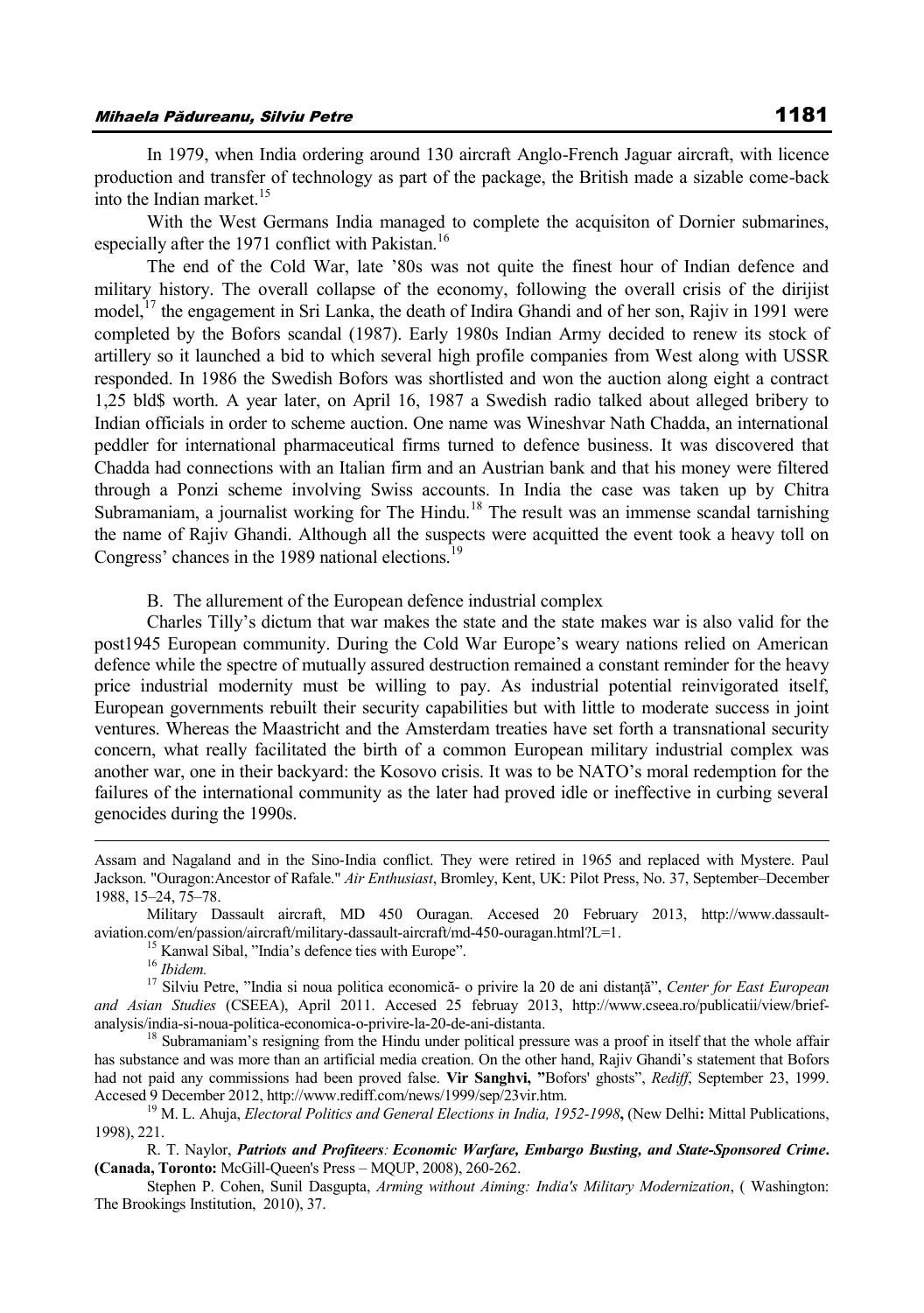In 1979, when India ordering around 130 aircraft Anglo-French Jaguar aircraft, with licence production and transfer of technology as part of the package, the British made a sizable come-back into the Indian market.[15]

With the West Germans India managed to complete the acquisiton of Dornier submarines, especially after the 1971 conflict with Pakistan.[16]

The end of the Cold War, late '80s was not quite the finest hour of Indian defence and military history. The overall collapse of the economy, following the overall crisis of the dirijist model,[17] the engagement in Sri Lanka, the death of Indira Ghandi and of her son, Rajiv in 1991 were completed by the Bofors scandal (1987). Early 1980s Indian Army decided to renew its stock of artillery so it launched a bid to which several high profile companies from West along with USSR responded. In 1986 the Swedish Bofors was shortlisted and won the auction along eight a contract 1,25 bld$ worth. A year later, on April 16, 1987 a Swedish radio talked about alleged bribery to Indian officials in order to scheme auction. One name was Wineshvar Nath Chadda, an international peddler for international pharmaceutical firms turned to defence business. It was discovered that Chadda had connections with an Italian firm and an Austrian bank and that his money were filtered through a Ponzi scheme involving Swiss accounts. In India the case was taken up by Chitra Subramaniam, a journalist working for The Hindu.[18] The result was an immense scandal tarnishing the name of Rajiv Ghandi. Although all the suspects were acquitted the event took a heavy toll on Congress' chances in the 1989 national elections.[19]

B. The allurement of the European defence industrial complex

Charles Tilly's dictum that war makes the state and the state makes war is also valid for the post1945 European community. During the Cold War Europe's weary nations relied on American defence while the spectre of mutually assured destruction remained a constant reminder for the heavy price industrial modernity must be willing to pay. As industrial potential reinvigorated itself, European governments rebuilt their security capabilities but with little to moderate success in joint ventures. Whereas the Maastricht and the Amsterdam treaties have set forth a transnational security concern, what really facilitated the birth of a common European military industrial complex was another war, one in their backyard: the Kosovo crisis. It was to be NATO's moral redemption for the failures of the international community as the later had proved idle or ineffective in curbing several genocides during the 1990s.

---

Assam and Nagaland and in the Sino-India conflict. They were retired in 1965 and replaced with Mystere. Paul Jackson. "Ouragon:Ancestor of Rafale." *Air Enthusiast*, Bromley, Kent, UK: Pilot Press, No. 37, September–December 1988, 15–24, 75–78.

Military Dassault aircraft, MD 450 Ouragan. Accesed 20 February 2013, http://www.dassault-aviation.com/en/passion/aircraft/military-dassault-aircraft/md-450-ouragan.html?L=1.

[15] Kanwal Sibal, "India's defence ties with Europe".

[16] *Ibidem.*

[17] Silviu Petre, "India si noua politica economică- o privire la 20 de ani distanță", *Center for East European and Asian Studies* (CSEEA), April 2011. Accesed 25 februay 2013, http://www.cseea.ro/publicatii/view/brief-analysis/india-si-noua-politica-economica-o-privire-la-20-de-ani-distanta.

[18] Subramaniam's resigning from the Hindu under political pressure was a proof in itself that the whole affair has substance and was more than an artificial media creation. On the other hand, Rajiv Ghandi's statement that Bofors had not paid any commissions had been proved false. **Vir Sanghvi, "**Bofors' ghosts", *Rediff*, September 23, 1999. Accesed 9 December 2012, http://www.rediff.com/news/1999/sep/23vir.htm.

[19] M. L. Ahuja, *Electoral Politics and General Elections in India, 1952-1998***,** (New Delhi**:** Mittal Publications, 1998), 221.

R. T. Naylor, ***Patriots and Profiteers**: **Economic Warfare, Embargo Busting, and State-Sponsored Crime*. (Canada, Toronto:** McGill-Queen's Press – MQUP, 2008), 260-262.

Stephen P. Cohen, Sunil Dasgupta, *Arming without Aiming: India's Military Modernization*, ( Washington: The Brookings Institution, 2010), 37.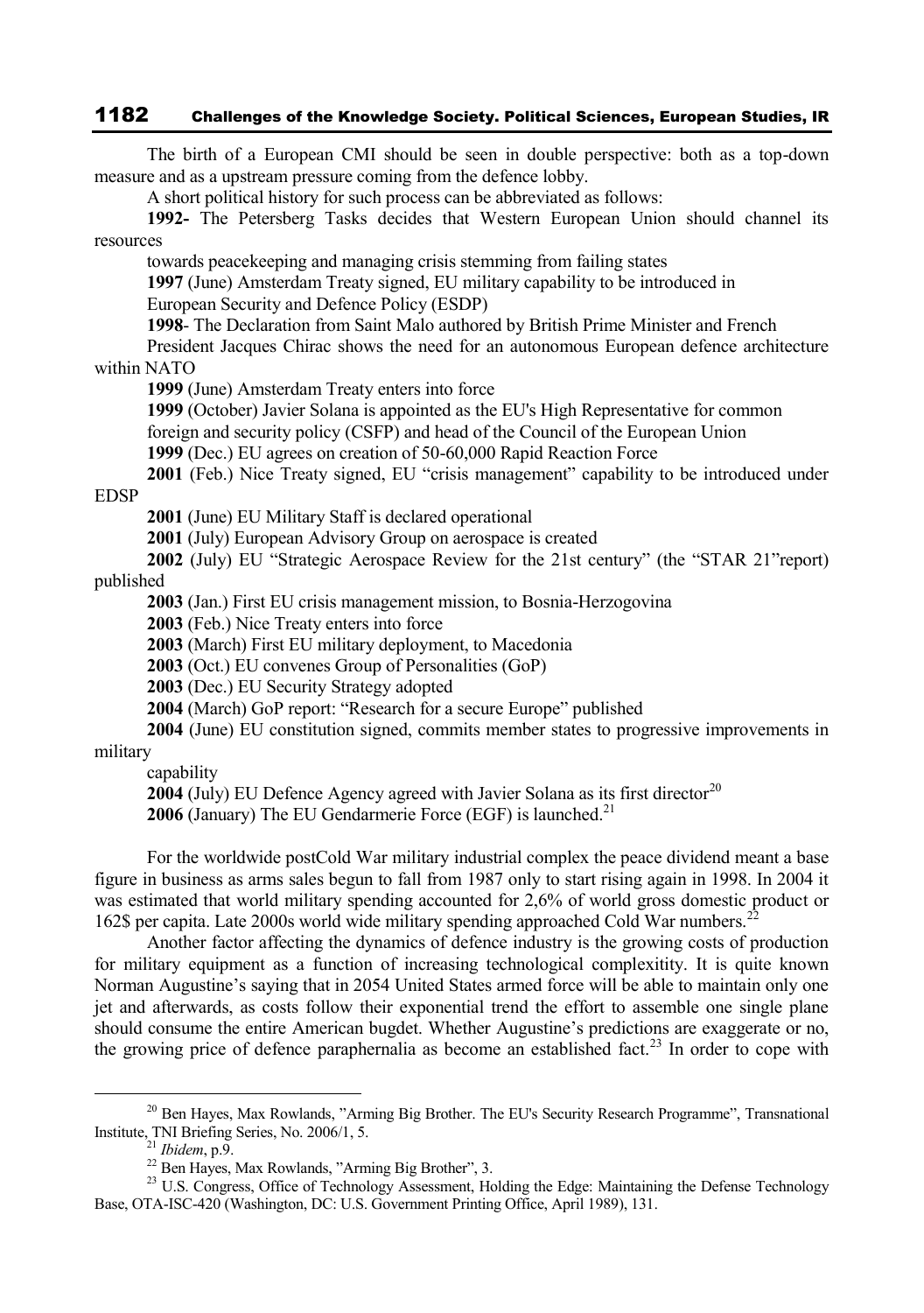The birth of a European CMI should be seen in double perspective: both as a top-down measure and as a upstream pressure coming from the defence lobby.

A short political history for such process can be abbreviated as follows:

**1992-** The Petersberg Tasks decides that Western European Union should channel its resources towards peacekeeping and managing crisis stemming from failing states

**1997** (June) Amsterdam Treaty signed, EU military capability to be introduced in European Security and Defence Policy (ESDP)

**1998**- The Declaration from Saint Malo authored by British Prime Minister and French President Jacques Chirac shows the need for an autonomous European defence architecture within NATO

**1999** (June) Amsterdam Treaty enters into force

**1999** (October) Javier Solana is appointed as the EU's High Representative for common foreign and security policy (CSFP) and head of the Council of the European Union

**1999** (Dec.) EU agrees on creation of 50-60,000 Rapid Reaction Force

**2001** (Feb.) Nice Treaty signed, EU "crisis management" capability to be introduced under EDSP

**2001** (June) EU Military Staff is declared operational

**2001** (July) European Advisory Group on aerospace is created

**2002** (July) EU "Strategic Aerospace Review for the 21st century" (the "STAR 21"report) published

**2003** (Jan.) First EU crisis management mission, to Bosnia-Herzegovina

**2003** (Feb.) Nice Treaty enters into force

**2003** (March) First EU military deployment, to Macedonia

**2003** (Oct.) EU convenes Group of Personalities (GoP)

**2003** (Dec.) EU Security Strategy adopted

**2004** (March) GoP report: "Research for a secure Europe" published

**2004** (June) EU constitution signed, commits member states to progressive improvements in military capability

**2004** (July) EU Defence Agency agreed with Javier Solana as its first director[20]

**2006** (January) The EU Gendarmerie Force (EGF) is launched.[21]

For the worldwide postCold War military industrial complex the peace dividend meant a base figure in business as arms sales begun to fall from 1987 only to start rising again in 1998. In 2004 it was estimated that world military spending accounted for 2,6% of world gross domestic product or 162$ per capita. Late 2000s world wide military spending approached Cold War numbers.[22]

Another factor affecting the dynamics of defence industry is the growing costs of production for military equipment as a function of increasing technological complexitity. It is quite known Norman Augustine's saying that in 2054 United States armed force will be able to maintain only one jet and afterwards, as costs follow their exponential trend the effort to assemble one single plane should consume the entire American bugdet. Whether Augustine's predictions are exaggerate or no, the growing price of defence paraphernalia as become an established fact.[23] In order to cope with

---

[20] Ben Hayes, Max Rowlands, "Arming Big Brother. The EU's Security Research Programme", Transnational Institute, TNI Briefing Series, No. 2006/1, 5.

[21] *Ibidem*, p.9.

[22] Ben Hayes, Max Rowlands, "Arming Big Brother", 3.

[23] U.S. Congress, Office of Technology Assessment, Holding the Edge: Maintaining the Defense Technology Base, OTA-ISC-420 (Washington, DC: U.S. Government Printing Office, April 1989), 131.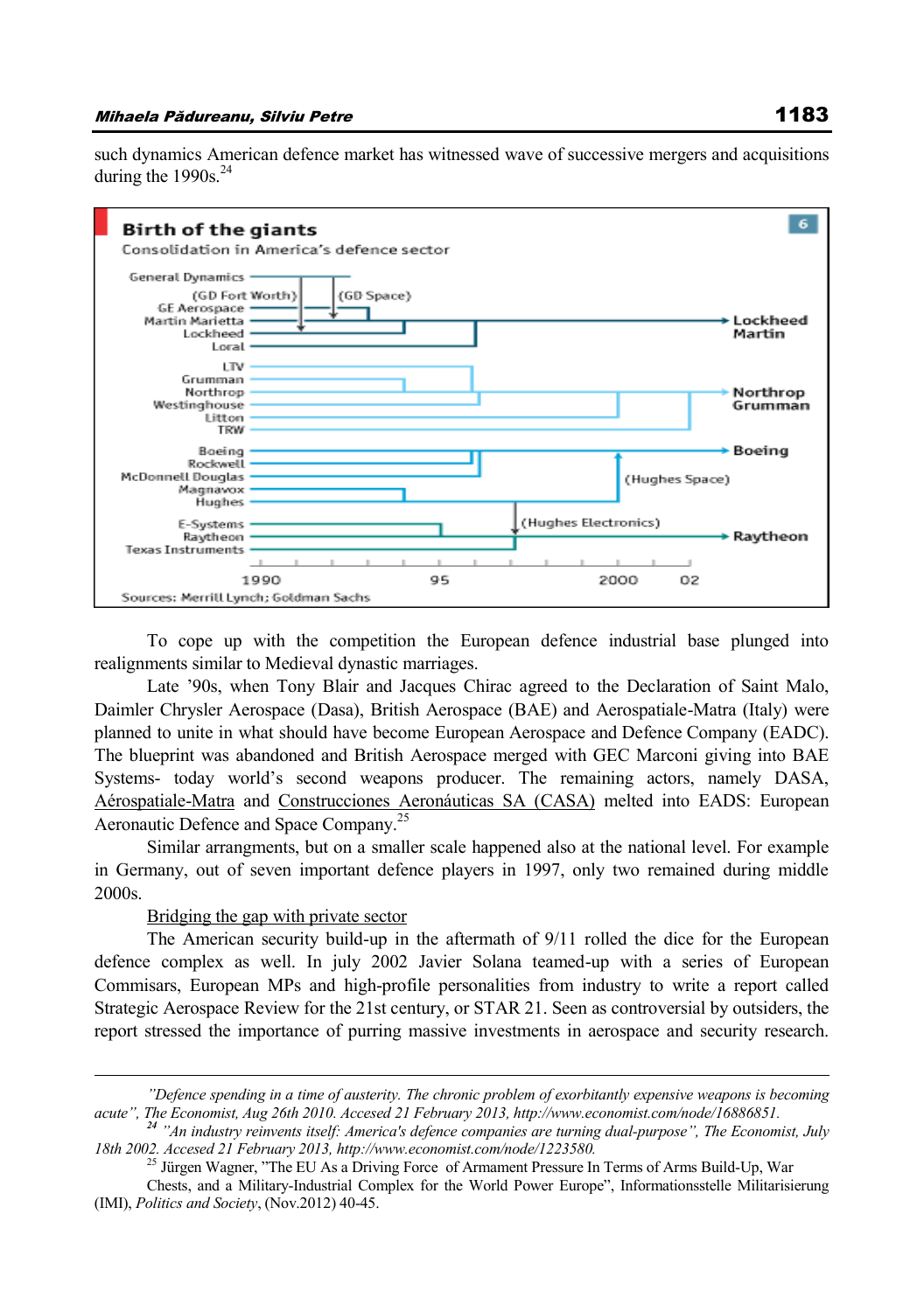such dynamics American defence market has witnessed wave of successive mergers and acquisitions during the 1990s.[24]

**Birth of the giants**

Consolidation in America's defence sector

General Dynamics, (GD Fort Worth), (GD Space), GE Aerospace, Martin Marietta, Lockheed, Loral → **Lockheed Martin**

LTV, Grumman, Northrop, Westinghouse, Litton, TRW → **Northrop Grumman**

Boeing, Rockwell, McDonnell Douglas, Magnavox, Hughes, (Hughes Space) → **Boeing**

E-Systems, Raytheon, Texas Instruments, (Hughes Electronics) → **Raytheon**

1990 95 2000 02

Sources: Merrill Lynch; Goldman Sachs

To cope up with the competition the European defence industrial base plunged into realignments similar to Medieval dynastic marriages.

Late '90s, when Tony Blair and Jacques Chirac agreed to the Declaration of Saint Malo, Daimler Chrysler Aerospace (Dasa), British Aerospace (BAE) and Aerospatiale-Matra (Italy) were planned to unite in what should have become European Aerospace and Defence Company (EADC). The blueprint was abandoned and British Aerospace merged with GEC Marconi giving into BAE Systems- today world's second weapons producer. The remaining actors, namely DASA, Aérospatiale-Matra and Construcciones Aeronáuticas SA (CASA) melted into EADS: European Aeronautic Defence and Space Company.[25]

Similar arrangments, but on a smaller scale happened also at the national level. For example in Germany, out of seven important defence players in 1997, only two remained during middle 2000s.

Bridging the gap with private sector

The American security build-up in the aftermath of 9/11 rolled the dice for the European defence complex as well. In july 2002 Javier Solana teamed-up with a series of European Commisars, European MPs and high-profile personalities from industry to write a report called Strategic Aerospace Review for the 21st century, or STAR 21. Seen as controversial by outsiders, the report stressed the importance of purring massive investments in aerospace and security research.

---

*"Defence spending in a time of austerity. The chronic problem of exorbitantly expensive weapons is becoming acute", The Economist, Aug 26th 2010. Accessed 21 February 2013, http://www.economist.com/node/16886851.*

[24] *"An industry reinvents itself: America's defence companies are turning dual-purpose", The Economist, July 18th 2002. Accessed 21 February 2013, http://www.economist.com/node/1223580.*

[25] Jürgen Wagner, "The EU As a Driving Force of Armament Pressure In Terms of Arms Build-Up, War Chests, and a Military-Industrial Complex for the World Power Europe", Informationsstelle Militarisierung (IMI), *Politics and Society*, (Nov.2012) 40-45.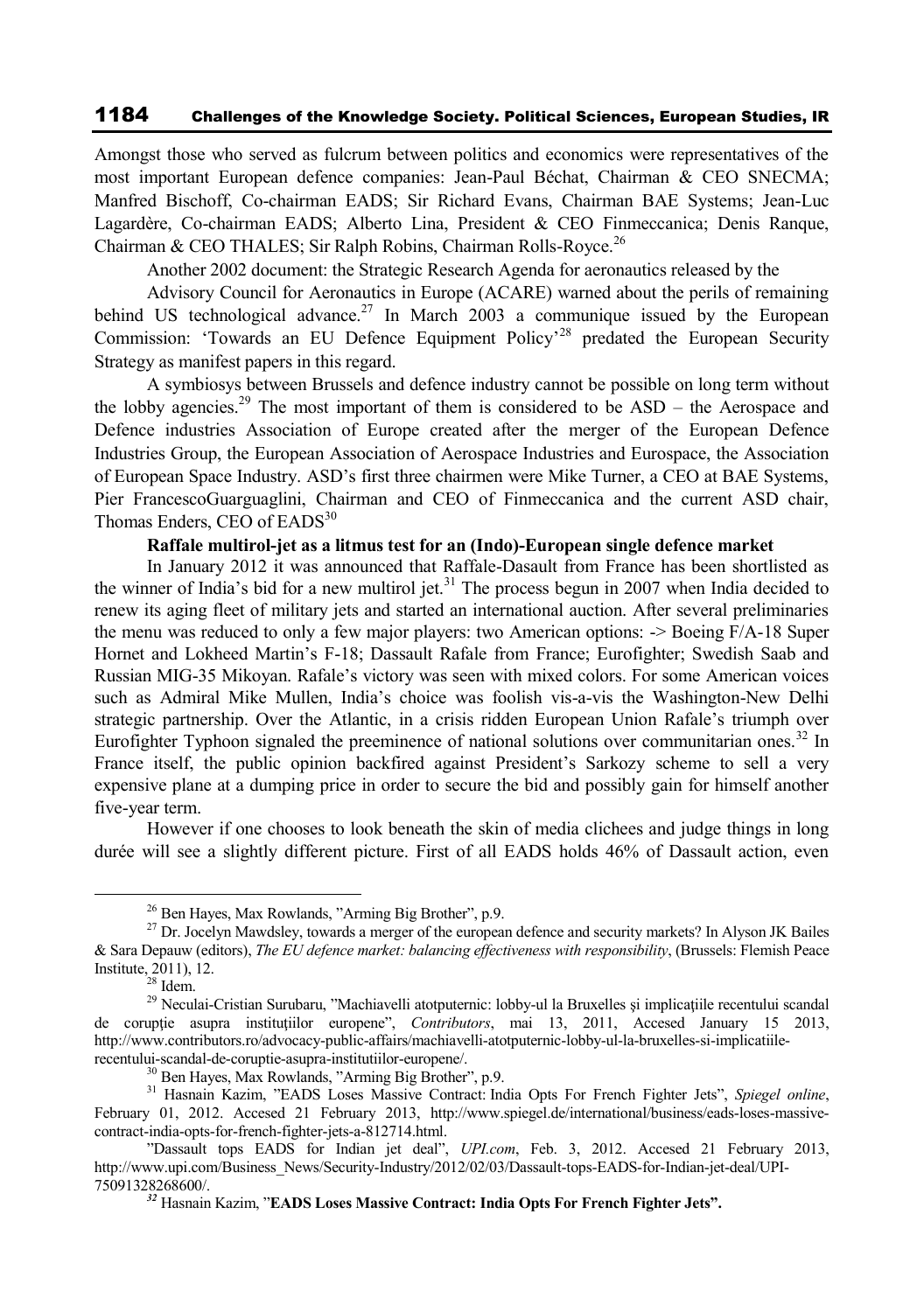Amongst those who served as fulcrum between politics and economics were representatives of the most important European defence companies: Jean-Paul Béchat, Chairman & CEO SNECMA; Manfred Bischoff, Co-chairman EADS; Sir Richard Evans, Chairman BAE Systems; Jean-Luc Lagardère, Co-chairman EADS; Alberto Lina, President & CEO Finmeccanica; Denis Ranque, Chairman & CEO THALES; Sir Ralph Robins, Chairman Rolls-Royce.[26]

Another 2002 document: the Strategic Research Agenda for aeronautics released by the

Advisory Council for Aeronautics in Europe (ACARE) warned about the perils of remaining behind US technological advance.[27] In March 2003 a communique issued by the European Commission: 'Towards an EU Defence Equipment Policy'[28] predated the European Security Strategy as manifest papers in this regard.

A symbiosys between Brussels and defence industry cannot be possible on long term without the lobby agencies.[29] The most important of them is considered to be ASD – the Aerospace and Defence industries Association of Europe created after the merger of the European Defence Industries Group, the European Association of Aerospace Industries and Eurospace, the Association of European Space Industry. ASD's first three chairmen were Mike Turner, a CEO at BAE Systems, Pier FrancescoGuarguaglini, Chairman and CEO of Finmeccanica and the current ASD chair, Thomas Enders, CEO of EADS[30]

**Raffale multirol-jet as a litmus test for an (Indo)-European single defence market**

In January 2012 it was announced that Raffale-Dasault from France has been shortlisted as the winner of India's bid for a new multirol jet.[31] The process begun in 2007 when India decided to renew its aging fleet of military jets and started an international auction. After several preliminaries the menu was reduced to only a few major players: two American options: -> Boeing F/A-18 Super Hornet and Lokheed Martin's F-18; Dassault Rafale from France; Eurofighter; Swedish Saab and Russian MIG-35 Mikoyan. Rafale's victory was seen with mixed colors. For some American voices such as Admiral Mike Mullen, India's choice was foolish vis-a-vis the Washington-New Delhi strategic partnership. Over the Atlantic, in a crisis ridden European Union Rafale's triumph over Eurofighter Typhoon signaled the preeminence of national solutions over communitarian ones.[32] In France itself, the public opinion backfired against President's Sarkozy scheme to sell a very expensive plane at a dumping price in order to secure the bid and possibly gain for himself another five-year term.

However if one chooses to look beneath the skin of media clichees and judge things in long durée will see a slightly different picture. First of all EADS holds 46% of Dassault action, even

---

[26] Ben Hayes, Max Rowlands, "Arming Big Brother", p.9.

[27] Dr. Jocelyn Mawdsley, towards a merger of the european defence and security markets? In Alyson JK Bailes & Sara Depauw (editors), *The EU defence market: balancing effectiveness with responsibility*, (Brussels: Flemish Peace Institute, 2011), 12.

[28] Idem.

[29] Neculai-Cristian Surubaru, "Machiavelli atotputernic: lobby-ul la Bruxelles şi implicaţiile recentului scandal de corupţie asupra instituţiilor europene", *Contributors*, mai 13, 2011, Accesed January 15 2013, http://www.contributors.ro/advocacy-public-affairs/machiavelli-atotputernic-lobby-ul-la-bruxelles-si-implicatiile-recentului-scandal-de-coruptie-asupra-institutiilor-europene/.

[30] Ben Hayes, Max Rowlands, "Arming Big Brother", p.9.

[31] Hasnain Kazim, "EADS Loses Massive Contract: India Opts For French Fighter Jets", *Spiegel online*, February 01, 2012. Accesed 21 February 2013, http://www.spiegel.de/international/business/eads-loses-massive-contract-india-opts-for-french-fighter-jets-a-812714.html.

"Dassault tops EADS for Indian jet deal", *UPI.com*, Feb. 3, 2012. Accesed 21 February 2013, http://www.upi.com/Business_News/Security-Industry/2012/02/03/Dassault-tops-EADS-for-Indian-jet-deal/UPI-75091328268600/.

[32] Hasnain Kazim, "**EADS Loses Massive Contract: India Opts For French Fighter Jets".**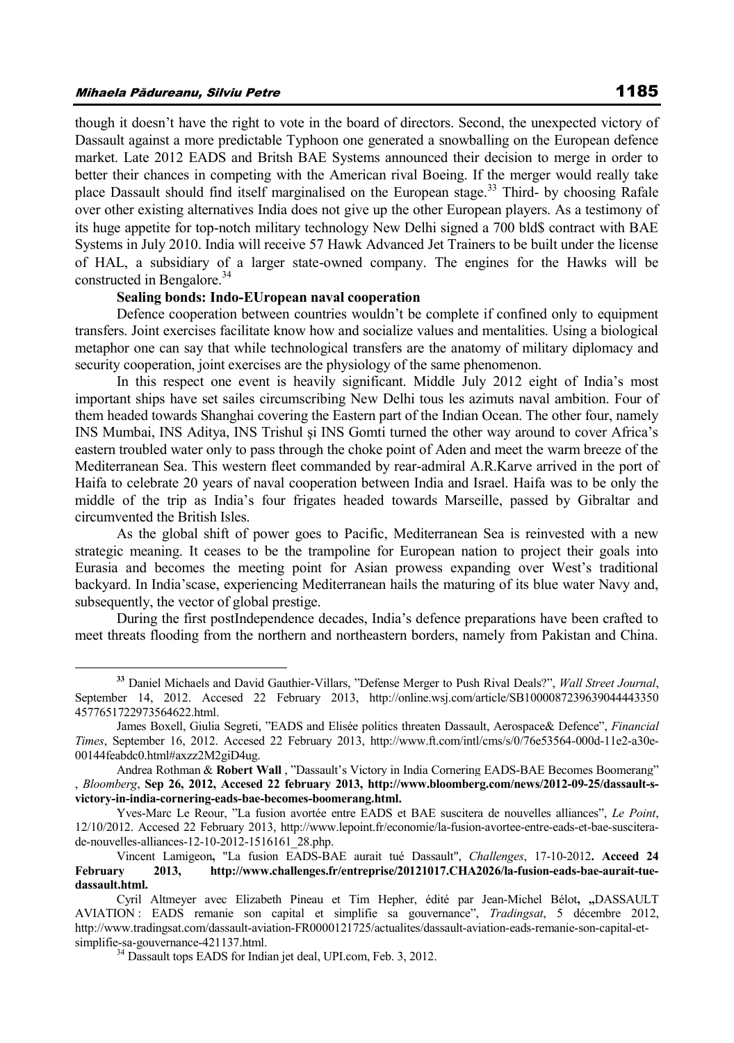though it doesn't have the right to vote in the board of directors. Second, the unexpected victory of Dassault against a more predictable Typhoon one generated a snowballing on the European defence market. Late 2012 EADS and Britsh BAE Systems announced their decision to merge in order to better their chances in competing with the American rival Boeing. If the merger would really take place Dassault should find itself marginalised on the European stage.[33] Third- by choosing Rafale over other existing alternatives India does not give up the other European players. As a testimony of its huge appetite for top-notch military technology New Delhi signed a 700 bld$ contract with BAE Systems in July 2010. India will receive 57 Hawk Advanced Jet Trainers to be built under the license of HAL, a subsidiary of a larger state-owned company. The engines for the Hawks will be constructed in Bengalore.[34]

**Sealing bonds: Indo-EUropean naval cooperation**

Defence cooperation between countries wouldn't be complete if confined only to equipment transfers. Joint exercises facilitate know how and socialize values and mentalities. Using a biological metaphor one can say that while technological transfers are the anatomy of military diplomacy and security cooperation, joint exercises are the physiology of the same phenomenon.

In this respect one event is heavily significant. Middle July 2012 eight of India's most important ships have set sailes circumscribing New Delhi tous les azimuts naval ambition. Four of them headed towards Shanghai covering the Eastern part of the Indian Ocean. The other four, namely INS Mumbai, INS Aditya, INS Trishul şi INS Gomti turned the other way around to cover Africa's eastern troubled water only to pass through the choke point of Aden and meet the warm breeze of the Mediterranean Sea. This western fleet commanded by rear-admiral A.R.Karve arrived in the port of Haifa to celebrate 20 years of naval cooperation between India and Israel. Haifa was to be only the middle of the trip as India's four frigates headed towards Marseille, passed by Gibraltar and circumvented the British Isles.

As the global shift of power goes to Pacific, Mediterranean Sea is reinvested with a new strategic meaning. It ceases to be the trampoline for European nation to project their goals into Eurasia and becomes the meeting point for Asian prowess expanding over West's traditional backyard. In India'scase, experiencing Mediterranean hails the maturing of its blue water Navy and, subsequently, the vector of global prestige.

During the first postIndependence decades, India's defence preparations have been crafted to meet threats flooding from the northern and northeastern borders, namely from Pakistan and China.

---

[33] Daniel Michaels and David Gauthier-Villars, "Defense Merger to Push Rival Deals?", *Wall Street Journal*, September 14, 2012. Accesed 22 February 2013, http://online.wsj.com/article/SB10000872396390444433504577651722973564622.html.

James Boxell, Giulia Segreti, "EADS and Elisée politics threaten Dassault, Aerospace& Defence", *Financial Times*, September 16, 2012. Accesed 22 February 2013, http://www.ft.com/intl/cms/s/0/76e53564-000d-11e2-a30e-00144feabdc0.html#axzz2M2giD4ug.

Andrea Rothman & **Robert Wall** , "Dassault's Victory in India Cornering EADS-BAE Becomes Boomerang" , *Bloomberg*, **Sep 26, 2012, Accesed 22 february 2013, http://www.bloomberg.com/news/2012-09-25/dassault-s-victory-in-india-cornering-eads-bae-becomes-boomerang.html.**

Yves-Marc Le Reour, "La fusion avortée entre EADS et BAE suscitera de nouvelles alliances", *Le Point*, 12/10/2012. Accesed 22 February 2013, http://www.lepoint.fr/economie/la-fusion-avortee-entre-eads-et-bae-suscitera-de-nouvelles-alliances-12-10-2012-1516161_28.php.

Vincent Lamigeon**,** "La fusion EADS-BAE aurait tué Dassault", *Challenges*, 17-10-2012**. Acceed 24 February 2013, http://www.challenges.fr/entreprise/20121017.CHA2026/la-fusion-eads-bae-aurait-tue-dassault.html.**

Cyril Altmeyer avec Elizabeth Pineau et Tim Hepher, édité par Jean-Michel Bélot**, „**DASSAULT AVIATION : EADS remanie son capital et simplifie sa gouvernance", *Tradingsat*, 5 décembre 2012, http://www.tradingsat.com/dassault-aviation-FR0000121725/actualites/dassault-aviation-eads-remanie-son-capital-et-simplifie-sa-gouvernance-421137.html.

[34] Dassault tops EADS for Indian jet deal, UPI.com, Feb. 3, 2012.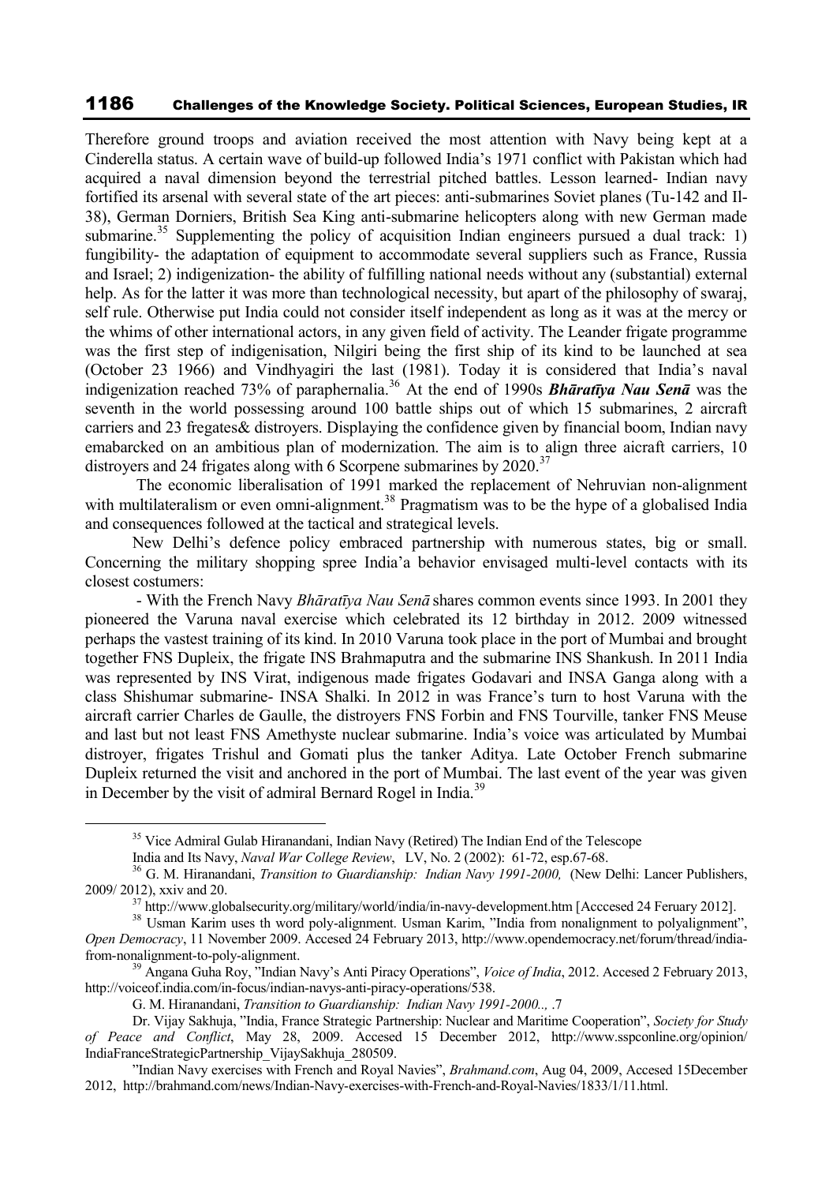Therefore ground troops and aviation received the most attention with Navy being kept at a Cinderella status. A certain wave of build-up followed India's 1971 conflict with Pakistan which had acquired a naval dimension beyond the terrestrial pitched battles. Lesson learned- Indian navy fortified its arsenal with several state of the art pieces: anti-submarines Soviet planes (Tu-142 and Il-38), German Dorniers, British Sea King anti-submarine helicopters along with new German made submarine.[35] Supplementing the policy of acquisition Indian engineers pursued a dual track: 1) fungibility- the adaptation of equipment to accommodate several suppliers such as France, Russia and Israel; 2) indigenization- the ability of fulfilling national needs without any (substantial) external help. As for the latter it was more than technological necessity, but apart of the philosophy of swaraj, self rule. Otherwise put India could not consider itself independent as long as it was at the mercy or the whims of other international actors, in any given field of activity. The Leander frigate programme was the first step of indigenisation, Nilgiri being the first ship of its kind to be launched at sea (October 23 1966) and Vindhyagiri the last (1981). Today it is considered that India's naval indigenization reached 73% of paraphernalia.[36] At the end of 1990s ***Bhāratīya Nau Senā*** was the seventh in the world possessing around 100 battle ships out of which 15 submarines, 2 aircraft carriers and 23 fregates& distroyers. Displaying the confidence given by financial boom, Indian navy emabarcked on an ambitious plan of modernization. The aim is to align three aicraft carriers, 10 distroyers and 24 frigates along with 6 Scorpene submarines by 2020.[37]

The economic liberalisation of 1991 marked the replacement of Nehruvian non-alignment with multilateralism or even omni-alignment.[38] Pragmatism was to be the hype of a globalised India and consequences followed at the tactical and strategical levels.

New Delhi's defence policy embraced partnership with numerous states, big or small. Concerning the military shopping spree India'a behavior envisaged multi-level contacts with its closest costumers:

- With the French Navy *Bhāratīya Nau Senā* shares common events since 1993. In 2001 they pioneered the Varuna naval exercise which celebrated its 12 birthday in 2012. 2009 witnessed perhaps the vastest training of its kind. In 2010 Varuna took place in the port of Mumbai and brought together FNS Dupleix, the frigate INS Brahmaputra and the submarine INS Shankush. In 2011 India was represented by INS Virat, indigenous made frigates Godavari and INSA Ganga along with a class Shishumar submarine- INSA Shalki. In 2012 in was France's turn to host Varuna with the aircraft carrier Charles de Gaulle, the distroyers FNS Forbin and FNS Tourville, tanker FNS Meuse and last but not least FNS Amethyste nuclear submarine. India's voice was articulated by Mumbai distroyer, frigates Trishul and Gomati plus the tanker Aditya. Late October French submarine Dupleix returned the visit and anchored in the port of Mumbai. The last event of the year was given in December by the visit of admiral Bernard Rogel in India.[39]

---

[35] Vice Admiral Gulab Hiranandani, Indian Navy (Retired) The Indian End of the Telescope India and Its Navy, *Naval War College Review*, LV, No. 2 (2002): 61-72, esp.67-68.

[36] G. M. Hiranandani, *Transition to Guardianship: Indian Navy 1991-2000,* (New Delhi: Lancer Publishers, 2009/ 2012), xxiv and 20.

[37] http://www.globalsecurity.org/military/world/india/in-navy-development.htm [Acccesed 24 Feruary 2012].

[38] Usman Karim uses th word poly-alignment. Usman Karim, "India from nonalignment to polyalignment", *Open Democracy*, 11 November 2009. Accesed 24 February 2013, http://www.opendemocracy.net/forum/thread/india-from-nonalignment-to-poly-alignment.

[39] Angana Guha Roy, "Indian Navy's Anti Piracy Operations", *Voice of India*, 2012. Accesed 2 February 2013, http://voiceof.india.com/in-focus/indian-navys-anti-piracy-operations/538.

G. M. Hiranandani, *Transition to Guardianship: Indian Navy 1991-2000.,* .7

Dr. Vijay Sakhuja, "India, France Strategic Partnership: Nuclear and Maritime Cooperation", *Society for Study of Peace and Conflict*, May 28, 2009. Accesed 15 December 2012, http://www.sspconline.org/opinion/IndiaFranceStrategicPartnership_VijaySakhuja_280509.

"Indian Navy exercises with French and Royal Navies", *Brahmand.com*, Aug 04, 2009, Accesed 15December 2012, http://brahmand.com/news/Indian-Navy-exercises-with-French-and-Royal-Navies/1833/1/11.html.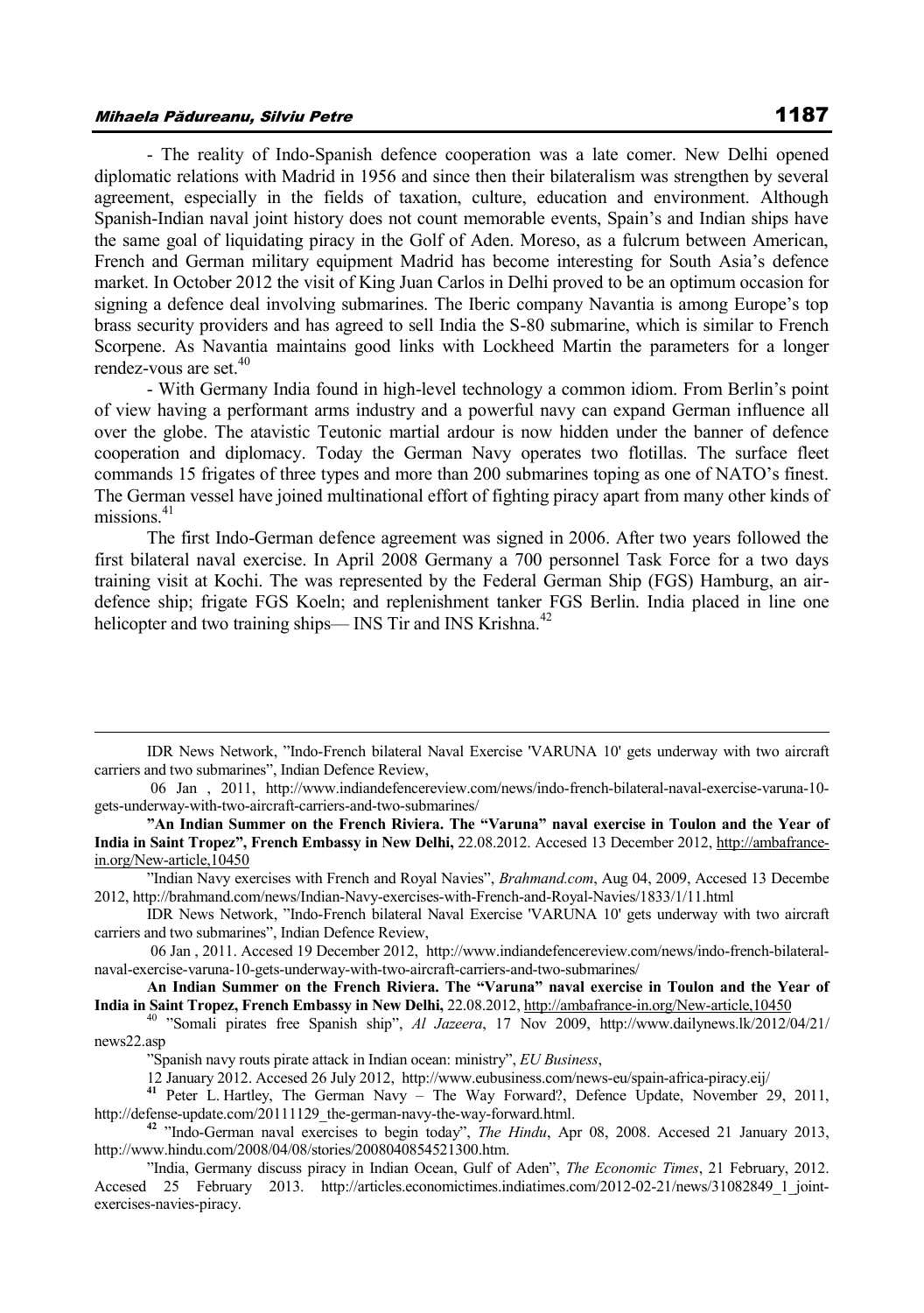- The reality of Indo-Spanish defence cooperation was a late comer. New Delhi opened diplomatic relations with Madrid in 1956 and since then their bilateralism was strengthen by several agreement, especially in the fields of taxation, culture, education and environment. Although Spanish-Indian naval joint history does not count memorable events, Spain's and Indian ships have the same goal of liquidating piracy in the Golf of Aden. Moreso, as a fulcrum between American, French and German military equipment Madrid has become interesting for South Asia's defence market. In October 2012 the visit of King Juan Carlos in Delhi proved to be an optimum occasion for signing a defence deal involving submarines. The Iberic company Navantia is among Europe's top brass security providers and has agreed to sell India the S-80 submarine, which is similar to French Scorpene. As Navantia maintains good links with Lockheed Martin the parameters for a longer rendez-vous are set.[40]

- With Germany India found in high-level technology a common idiom. From Berlin's point of view having a performant arms industry and a powerful navy can expand German influence all over the globe. The atavistic Teutonic martial ardour is now hidden under the banner of defence cooperation and diplomacy. Today the German Navy operates two flotillas. The surface fleet commands 15 frigates of three types and more than 200 submarines toping as one of NATO's finest. The German vessel have joined multinational effort of fighting piracy apart from many other kinds of missions.[41]

The first Indo-German defence agreement was signed in 2006. After two years followed the first bilateral naval exercise. In April 2008 Germany a 700 personnel Task Force for a two days training visit at Kochi. The was represented by the Federal German Ship (FGS) Hamburg, an air-defence ship; frigate FGS Koeln; and replenishment tanker FGS Berlin. India placed in line one helicopter and two training ships— INS Tir and INS Krishna.[42]

---

IDR News Network, "Indo-French bilateral Naval Exercise 'VARUNA 10' gets underway with two aircraft carriers and two submarines", Indian Defence Review,

06 Jan , 2011, http://www.indiandefencereview.com/news/indo-french-bilateral-naval-exercise-varuna-10-gets-underway-with-two-aircraft-carriers-and-two-submarines/

**"An Indian Summer on the French Riviera. The "Varuna" naval exercise in Toulon and the Year of India in Saint Tropez", French Embassy in New Delhi,** 22.08.2012. Accesed 13 December 2012, http://ambafrance-in.org/New-article,10450

"Indian Navy exercises with French and Royal Navies", *Brahmand.com*, Aug 04, 2009, Accesed 13 Decembe 2012, http://brahmand.com/news/Indian-Navy-exercises-with-French-and-Royal-Navies/1833/1/11.html

IDR News Network, "Indo-French bilateral Naval Exercise 'VARUNA 10' gets underway with two aircraft carriers and two submarines", Indian Defence Review,

06 Jan , 2011. Accesed 19 December 2012, http://www.indiandefencereview.com/news/indo-french-bilateral-naval-exercise-varuna-10-gets-underway-with-two-aircraft-carriers-and-two-submarines/

**An Indian Summer on the French Riviera. The "Varuna" naval exercise in Toulon and the Year of India in Saint Tropez, French Embassy in New Delhi,** 22.08.2012, http://ambafrance-in.org/New-article,10450

[40] "Somali pirates free Spanish ship", *Al Jazeera*, 17 Nov 2009, http://www.dailynews.lk/2012/04/21/news22.asp

"Spanish navy routs pirate attack in Indian ocean: ministry", *EU Business*,

12 January 2012. Accesed 26 July 2012, http://www.eubusiness.com/news-eu/spain-africa-piracy.eij/

[41] Peter L. Hartley, The German Navy – The Way Forward?, Defence Update, November 29, 2011, http://defense-update.com/20111129_the-german-navy-the-way-forward.html.

[42] "Indo-German naval exercises to begin today", *The Hindu*, Apr 08, 2008. Accesed 21 January 2013, http://www.hindu.com/2008/04/08/stories/2008040854521300.htm.

"India, Germany discuss piracy in Indian Ocean, Gulf of Aden", *The Economic Times*, 21 February, 2012. Accesed 25 February 2013. http://articles.economictimes.indiatimes.com/2012-02-21/news/31082849_1_joint-exercises-navies-piracy.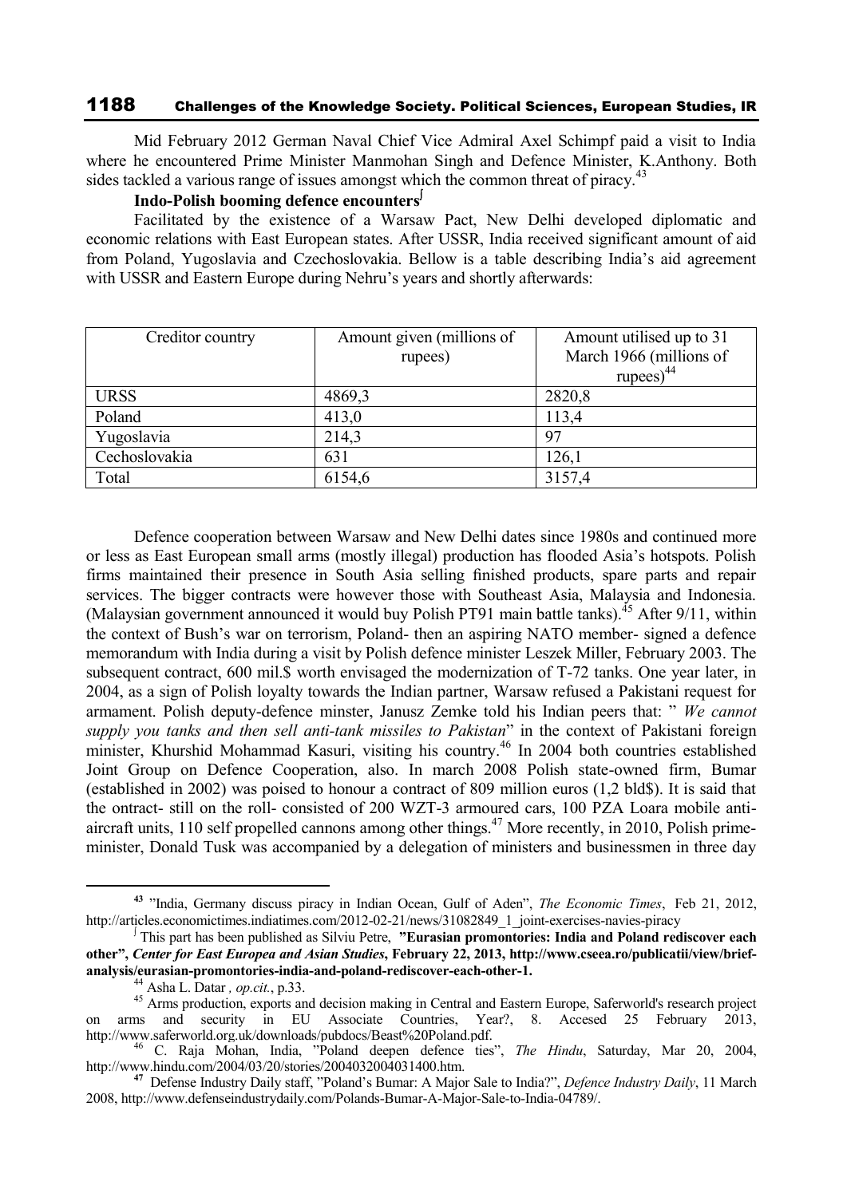Mid February 2012 German Naval Chief Vice Admiral Axel Schimpf paid a visit to India where he encountered Prime Minister Manmohan Singh and Defence Minister, K.Anthony. Both sides tackled a various range of issues amongst which the common threat of piracy.[43]

**Indo-Polish booming defence encounters**[∫]

Facilitated by the existence of a Warsaw Pact, New Delhi developed diplomatic and economic relations with East European states. After USSR, India received significant amount of aid from Poland, Yugoslavia and Czechoslovakia. Bellow is a table describing India's aid agreement with USSR and Eastern Europe during Nehru's years and shortly afterwards:

| Creditor country | Amount given (millions of rupees) | Amount utilised up to 31 March 1966 (millions of rupees)[44] |
|---|---|---|
| URSS | 4869,3 | 2820,8 |
| Poland | 413,0 | 113,4 |
| Yugoslavia | 214,3 | 97 |
| Cechoslovakia | 631 | 126,1 |
| Total | 6154,6 | 3157,4 |

Defence cooperation between Warsaw and New Delhi dates since 1980s and continued more or less as East European small arms (mostly illegal) production has flooded Asia's hotspots. Polish firms maintained their presence in South Asia selling finished products, spare parts and repair services. The bigger contracts were however those with Southeast Asia, Malaysia and Indonesia. (Malaysian government announced it would buy Polish PT91 main battle tanks).[45] After 9/11, within the context of Bush's war on terrorism, Poland- then an aspiring NATO member- signed a defence memorandum with India during a visit by Polish defence minister Leszek Miller, February 2003. The subsequent contract, 600 mil.$ worth envisaged the modernization of T-72 tanks. One year later, in 2004, as a sign of Polish loyalty towards the Indian partner, Warsaw refused a Pakistani request for armament. Polish deputy-defence minster, Janusz Zemke told his Indian peers that: " *We cannot supply you tanks and then sell anti-tank missiles to Pakistan*" in the context of Pakistani foreign minister, Khurshid Mohammad Kasuri, visiting his country.[46] In 2004 both countries established Joint Group on Defence Cooperation, also. In march 2008 Polish state-owned firm, Bumar (established in 2002) was poised to honour a contract of 809 million euros (1,2 bld$). It is said that the ontract- still on the roll- consisted of 200 WZT-3 armoured cars, 100 PZA Loara mobile anti-aircraft units, 110 self propelled cannons among other things.[47] More recently, in 2010, Polish prime-minister, Donald Tusk was accompanied by a delegation of ministers and businessmen in three day

---

[43] "India, Germany discuss piracy in Indian Ocean, Gulf of Aden", *The Economic Times*, Feb 21, 2012, http://articles.economictimes.indiatimes.com/2012-02-21/news/31082849_1_joint-exercises-navies-piracy

[∫] This part has been published as Silviu Petre, **"Eurasian promontories: India and Poland rediscover each other",** ***Center for East Europea and Asian Studies*****, February 22, 2013, http://www.cseea.ro/publicatii/view/brief-analysis/eurasian-promontories-india-and-poland-rediscover-each-other-1.**

[44] Asha L. Datar *, op.cit.*, p.33.

[45] Arms production, exports and decision making in Central and Eastern Europe, Saferworld's research project on arms and security in EU Associate Countries, Year?, 8. Accesed 25 February 2013, http://www.saferworld.org.uk/downloads/pubdocs/Beast%20Poland.pdf.

[46] C. Raja Mohan, India, "Poland deepen defence ties", *The Hindu*, Saturday, Mar 20, 2004, http://www.hindu.com/2004/03/20/stories/2004032004031400.htm.

[47] Defense Industry Daily staff, "Poland's Bumar: A Major Sale to India?", *Defence Industry Daily*, 11 March 2008, http://www.defenseindustrydaily.com/Polands-Bumar-A-Major-Sale-to-India-04789/.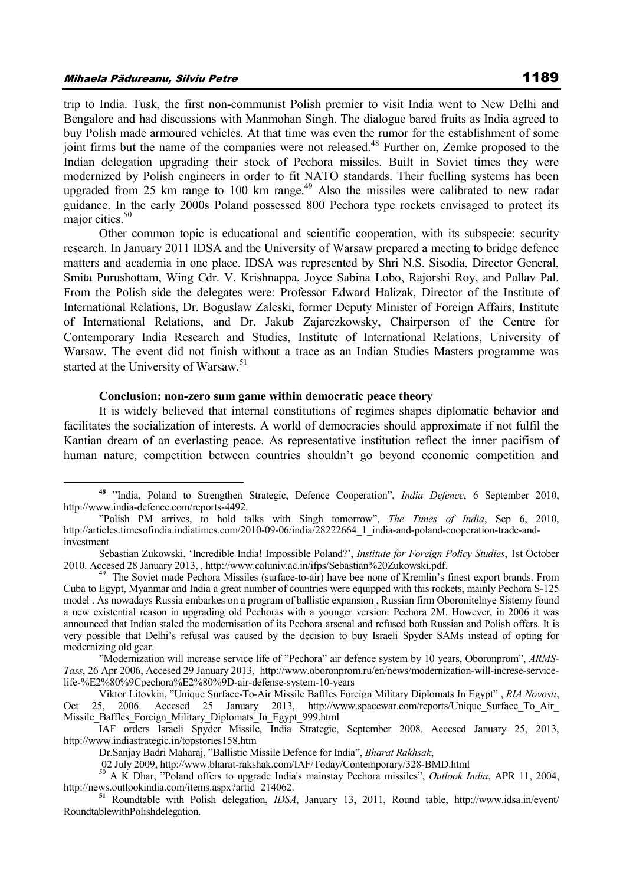trip to India. Tusk, the first non-communist Polish premier to visit India went to New Delhi and Bengalore and had discussions with Manmohan Singh. The dialogue bared fruits as India agreed to buy Polish made armoured vehicles. At that time was even the rumor for the establishment of some joint firms but the name of the companies were not released.[48] Further on, Zemke proposed to the Indian delegation upgrading their stock of Pechora missiles. Built in Soviet times they were modernized by Polish engineers in order to fit NATO standards. Their fuelling systems has been upgraded from 25 km range to 100 km range.[49] Also the missiles were calibrated to new radar guidance. In the early 2000s Poland possessed 800 Pechora type rockets envisaged to protect its major cities.[50]

Other common topic is educational and scientific cooperation, with its subspecie: security research. In January 2011 IDSA and the University of Warsaw prepared a meeting to bridge defence matters and academia in one place. IDSA was represented by Shri N.S. Sisodia, Director General, Smita Purushottam, Wing Cdr. V. Krishnappa, Joyce Sabina Lobo, Rajorshi Roy, and Pallav Pal. From the Polish side the delegates were: Professor Edward Halizak, Director of the Institute of International Relations, Dr. Boguslaw Zaleski, former Deputy Minister of Foreign Affairs, Institute of International Relations, and Dr. Jakub Zajarczkowsky, Chairperson of the Centre for Contemporary India Research and Studies, Institute of International Relations, University of Warsaw. The event did not finish without a trace as an Indian Studies Masters programme was started at the University of Warsaw.[51]

### Conclusion: non-zero sum game within democratic peace theory

It is widely believed that internal constitutions of regimes shapes diplomatic behavior and facilitates the socialization of interests. A world of democracies should approximate if not fulfil the Kantian dream of an everlasting peace. As representative institution reflect the inner pacifism of human nature, competition between countries shouldn't go beyond economic competition and

---

[48] "India, Poland to Strengthen Strategic, Defence Cooperation", *India Defence*, 6 September 2010, http://www.india-defence.com/reports-4492.

"Polish PM arrives, to hold talks with Singh tomorrow", *The Times of India*, Sep 6, 2010, http://articles.timesofindia.indiatimes.com/2010-09-06/india/28222664_1_india-and-poland-cooperation-trade-and-investment

Sebastian Zukowski, 'Incredible India! Impossible Poland?', *Institute for Foreign Policy Studies*, 1st October 2010. Accesed 28 January 2013, , http://www.caluniv.ac.in/ifps/Sebastian%20Zukowski.pdf.

[49] The Soviet made Pechora Missiles (surface-to-air) have bee none of Kremlin's finest export brands. From Cuba to Egypt, Myanmar and India a great number of countries were equipped with this rockets, mainly Pechora S-125 model . As nowadays Russia embarkes on a program of ballistic expansion , Russian firm Oboronitelnye Sistemy found a new existential reason in upgrading old Pechoras with a younger version: Pechora 2M. However, in 2006 it was announced that Indian staled the modernisation of its Pechora arsenal and refused both Russian and Polish offers. It is very possible that Delhi's refusal was caused by the decision to buy Israeli Spyder SAMs instead of opting for modernizing old gear.

"Modernization will increase service life of "Pechora" air defence system by 10 years, Oboronprom", *ARMS-Tass*, 26 Apr 2006, Accesed 29 January 2013, http://www.oboronprom.ru/en/news/modernization-will-increse-service-life-%E2%80%9Cpechora%E2%80%9D-air-defense-system-10-years

Viktor Litovkin, "Unique Surface-To-Air Missile Baffles Foreign Military Diplomats In Egypt" , *RIA Novosti*, Oct 25, 2006. Accesed 25 January 2013, http://www.spacewar.com/reports/Unique_Surface_To_Air_Missile_Baffles_Foreign_Military_Diplomats_In_Egypt_999.html

IAF orders Israeli Spyder Missile, India Strategic, September 2008. Accesed January 25, 2013, http://www.indiastrategic.in/topstories158.htm

Dr.Sanjay Badri Maharaj, "Ballistic Missile Defence for India", *Bharat Rakhsak*, 02 July 2009, http://www.bharat-rakshak.com/IAF/Today/Contemporary/328-BMD.html

[50] A K Dhar, "Poland offers to upgrade India's mainstay Pechora missiles", *Outlook India*, APR 11, 2004, http://news.outlookindia.com/items.aspx?artid=214062.

[51] Roundtable with Polish delegation, *IDSA*, January 13, 2011, Round table, http://www.idsa.in/event/RoundtablewithPolishdelegation.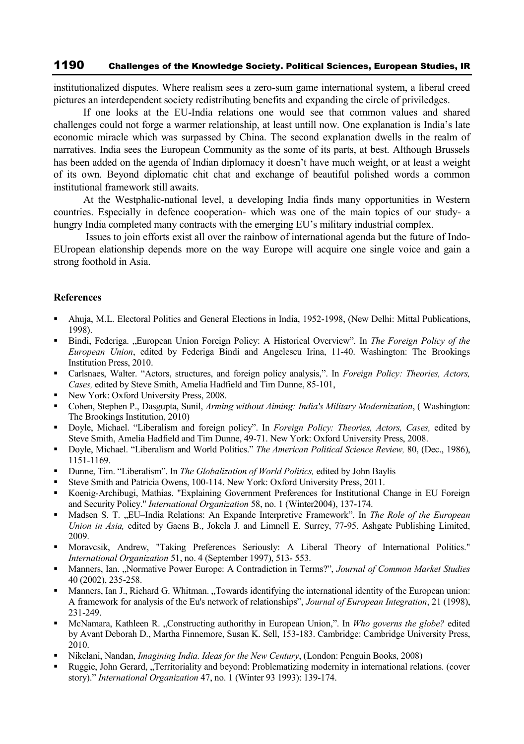institutionalized disputes. Where realism sees a zero-sum game international system, a liberal creed pictures an interdependent society redistributing benefits and expanding the circle of priviledges.

If one looks at the EU-India relations one would see that common values and shared challenges could not forge a warmer relationship, at least untill now. One explanation is India's late economic miracle which was surpassed by China. The second explanation dwells in the realm of narratives. India sees the European Community as the some of its parts, at best. Although Brussels has been added on the agenda of Indian diplomacy it doesn't have much weight, or at least a weight of its own. Beyond diplomatic chit chat and exchange of beautiful polished words a common institutional framework still awaits.

At the Westphalic-national level, a developing India finds many opportunities in Western countries. Especially in defence cooperation- which was one of the main topics of our study- a hungry India completed many contracts with the emerging EU's military industrial complex.

Issues to join efforts exist all over the rainbow of international agenda but the future of Indo-EUropean elationship depends more on the way Europe will acquire one single voice and gain a strong foothold in Asia.

### References

- Ahuja, M.L. Electoral Politics and General Elections in India, 1952-1998, (New Delhi: Mittal Publications, 1998).
- Bindi, Federiga. „European Union Foreign Policy: A Historical Overview". In *The Foreign Policy of the European Union*, edited by Federiga Bindi and Angelescu Irina, 11-40. Washington: The Brookings Institution Press, 2010.
- Carlsnaes, Walter. "Actors, structures, and foreign policy analysis,". In *Foreign Policy: Theories, Actors, Cases,* edited by Steve Smith, Amelia Hadfield and Tim Dunne, 85-101,
- New York: Oxford University Press, 2008.
- Cohen, Stephen P., Dasgupta, Sunil, *Arming without Aiming: India's Military Modernization*, ( Washington: The Brookings Institution, 2010)
- Doyle, Michael. "Liberalism and foreign policy". In *Foreign Policy: Theories, Actors, Cases,* edited by Steve Smith, Amelia Hadfield and Tim Dunne, 49-71. New York: Oxford University Press, 2008.
- Doyle, Michael. "Liberalism and World Politics." *The American Political Science Review,* 80, (Dec., 1986), 1151-1169.
- Dunne, Tim. "Liberalism". In *The Globalization of World Politics,* edited by John Baylis
- Steve Smith and Patricia Owens, 100-114. New York: Oxford University Press, 2011.
- Koenig-Archibugi, Mathias. "Explaining Government Preferences for Institutional Change in EU Foreign and Security Policy." *International Organization* 58, no. 1 (Winter2004), 137-174.
- Madsen S. T. „EU–India Relations: An Expande Interpretive Framework". In *The Role of the European Union in Asia,* edited by Gaens B., Jokela J. and Limnell E. Surrey, 77-95. Ashgate Publishing Limited, 2009.
- Moravcsik, Andrew, "Taking Preferences Seriously: A Liberal Theory of International Politics." *International Organization* 51, no. 4 (September 1997), 513- 553.
- Manners, Ian. „Normative Power Europe: A Contradiction in Terms?", *Journal of Common Market Studies* 40 (2002), 235-258.
- Manners, Ian J., Richard G. Whitman. „Towards identifying the international identity of the European union: A framework for analysis of the Eu's network of relationships", *Journal of European Integration*, 21 (1998), 231-249.
- McNamara, Kathleen R. „Constructing authorithy in European Union,". In *Who governs the globe?* edited by Avant Deborah D., Martha Finnemore, Susan K. Sell, 153-183. Cambridge: Cambridge University Press, 2010.
- Nikelani, Nandan, *Imagining India. Ideas for the New Century*, (London: Penguin Books, 2008)
- Ruggie, John Gerard, „Territoriality and beyond: Problematizing modernity in international relations. (cover story)." *International Organization* 47, no. 1 (Winter 93 1993): 139-174.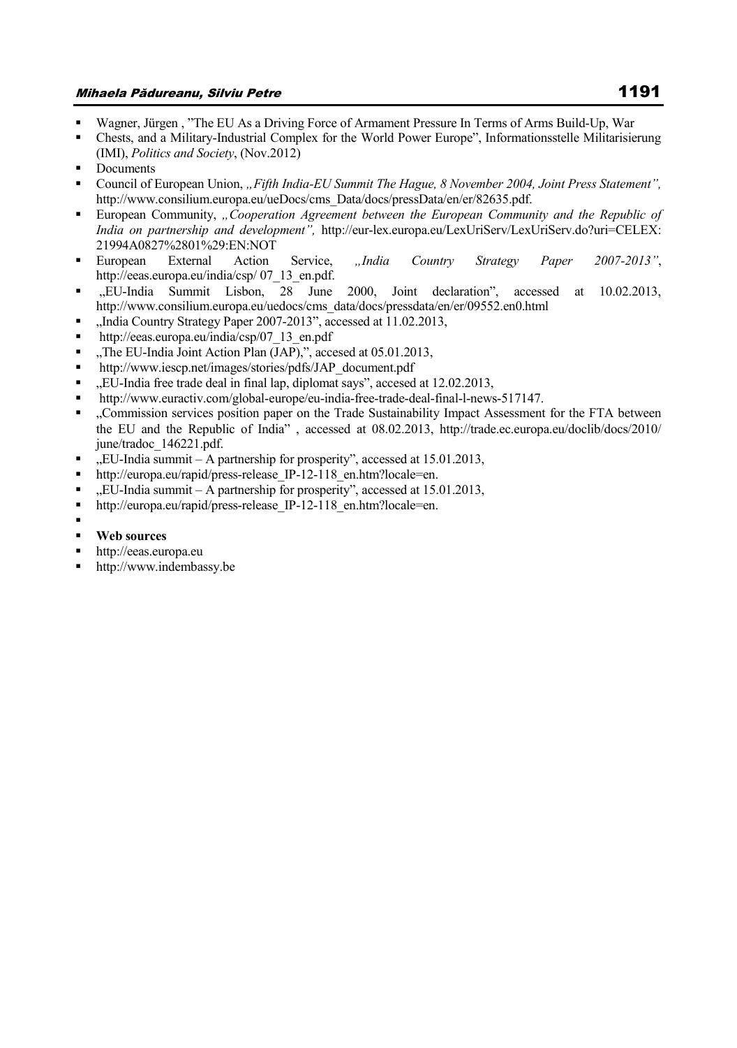- Wagner, Jürgen , "The EU As a Driving Force of Armament Pressure In Terms of Arms Build-Up, War
- Chests, and a Military-Industrial Complex for the World Power Europe", Informationsstelle Militarisierung (IMI), *Politics and Society*, (Nov.2012)
- Documents
- Council of European Union, *„Fifth India-EU Summit The Hague, 8 November 2004, Joint Press Statement",* http://www.consilium.europa.eu/ueDocs/cms_Data/docs/pressData/en/er/82635.pdf.
- European Community, *„Cooperation Agreement between the European Community and the Republic of India on partnership and development",* http://eur-lex.europa.eu/LexUriServ/LexUriServ.do?uri=CELEX:21994A0827%2801%29:EN:NOT
- European External Action Service, *„India Country Strategy Paper 2007-2013"*, http://eeas.europa.eu/india/csp/ 07_13_en.pdf.
- „EU-India Summit Lisbon, 28 June 2000, Joint declaration", accessed at 10.02.2013, http://www.consilium.europa.eu/uedocs/cms_data/docs/pressdata/en/er/09552.en0.html
- „India Country Strategy Paper 2007-2013", accessed at 11.02.2013,
- http://eeas.europa.eu/india/csp/07_13_en.pdf
- „The EU-India Joint Action Plan (JAP),", accesed at 05.01.2013,
- http://www.iescp.net/images/stories/pdfs/JAP_document.pdf
- „EU-India free trade deal in final lap, diplomat says", accesed at 12.02.2013,
- http://www.euractiv.com/global-europe/eu-india-free-trade-deal-final-l-news-517147.
- „Commission services position paper on the Trade Sustainability Impact Assessment for the FTA between the EU and the Republic of India" , accessed at 08.02.2013, http://trade.ec.europa.eu/doclib/docs/2010/june/tradoc_146221.pdf.
- „EU-India summit – A partnership for prosperity", accessed at 15.01.2013,
- http://europa.eu/rapid/press-release_IP-12-118_en.htm?locale=en.
- „EU-India summit – A partnership for prosperity", accessed at 15.01.2013,
- http://europa.eu/rapid/press-release_IP-12-118_en.htm?locale=en.
- **Web sources**
- http://eeas.europa.eu
- http://www.indembassy.be